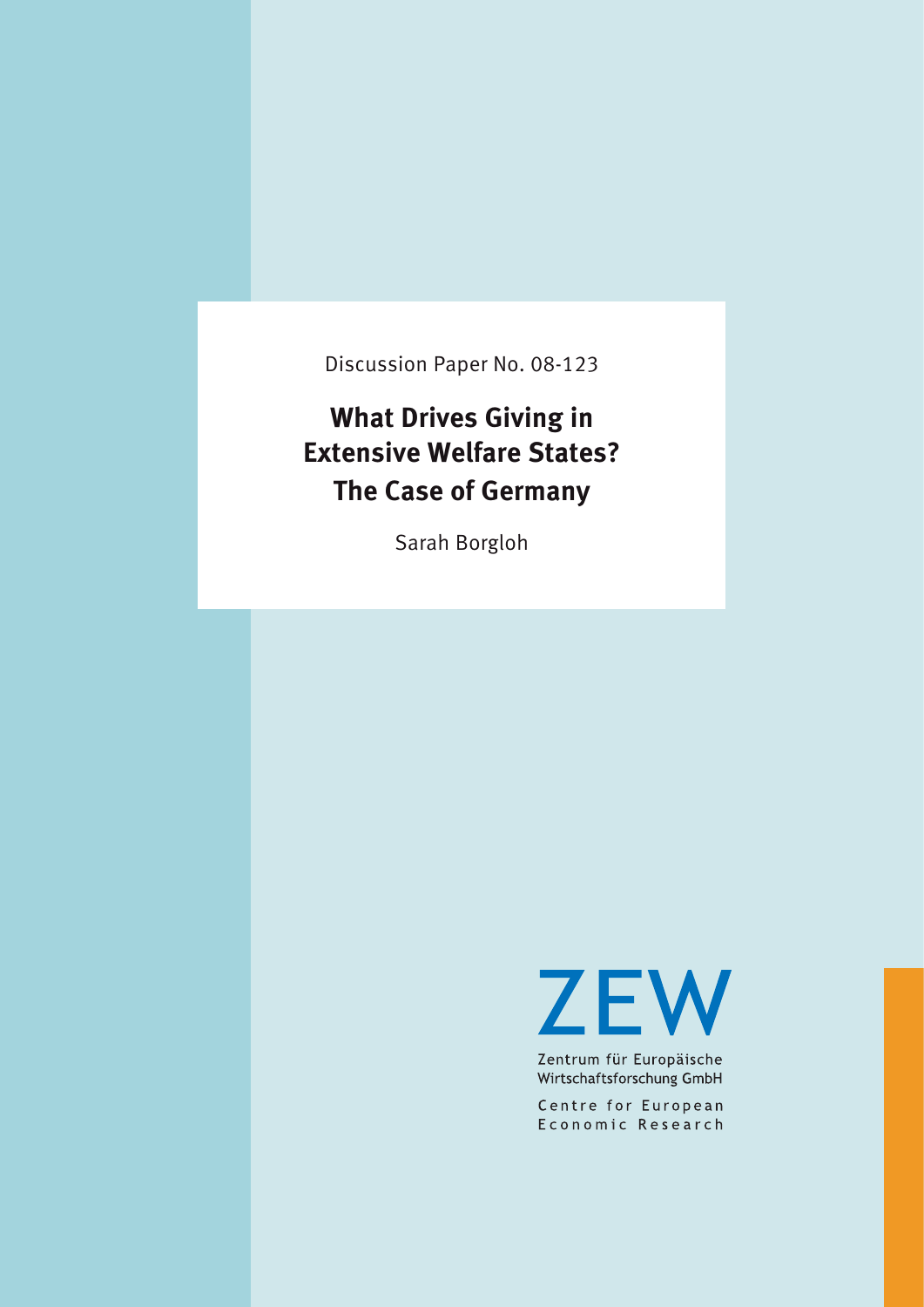Discussion Paper No. 08-123

# What Drives Giving in Extensive Welfare States? The Case of Germany

Sarah Borgloh

ZEW

Zentrum für Europäische Wirtschaftsforschung GmbH

Centre for European Economic Research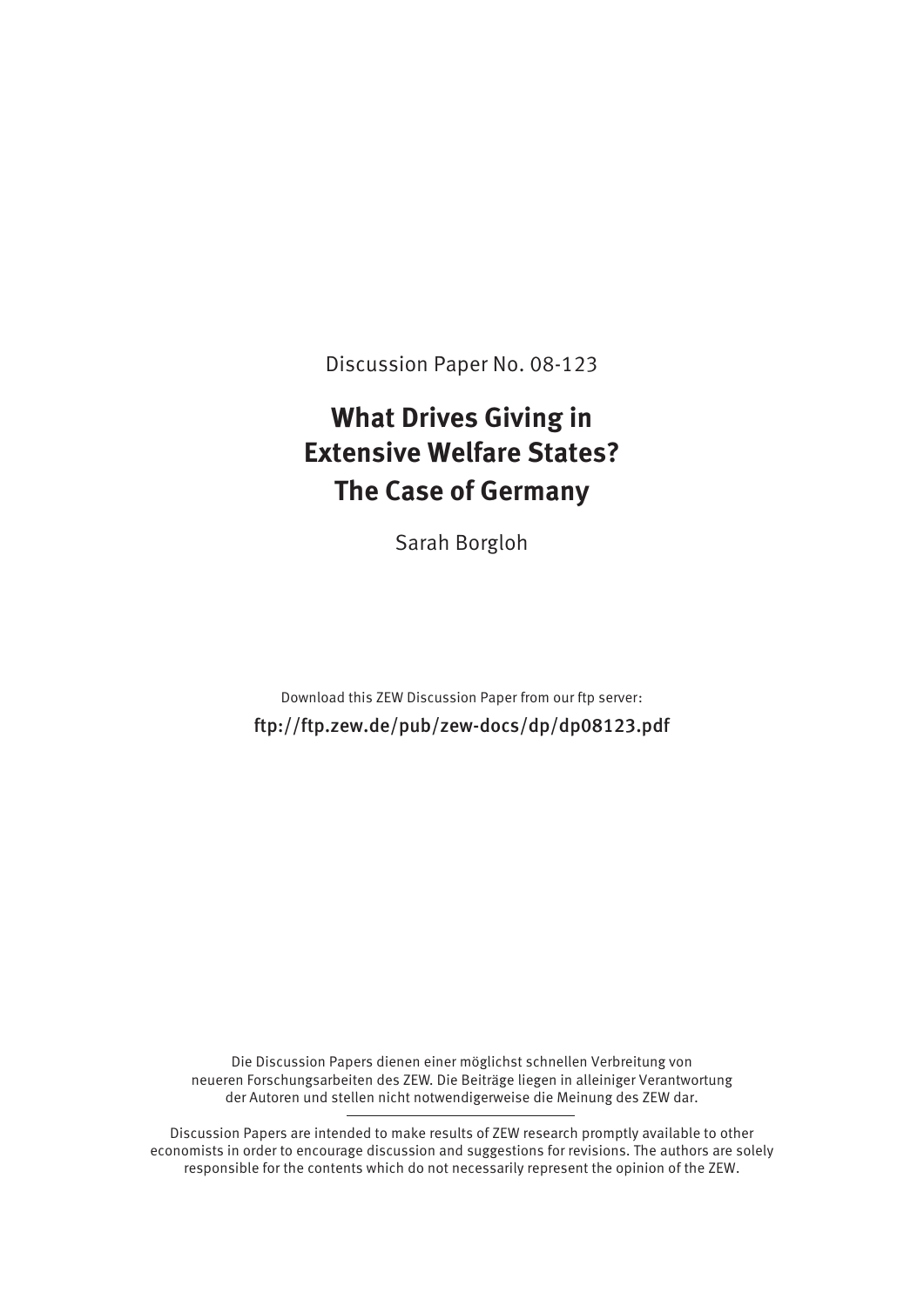Discussion Paper No. 08-123

# What Drives Giving in Extensive Welfare States? The Case of Germany

Sarah Borgloh

Download this ZEW Discussion Paper from our ftp server:

ftp://ftp.zew.de/pub/zew-docs/dp/dp08123.pdf

Die Discussion Papers dienen einer möglichst schnellen Verbreitung von neueren Forschungsarbeiten des ZEW. Die Beiträge liegen in alleiniger Verantwortung der Autoren und stellen nicht notwendigerweise die Meinung des ZEW dar.

Discussion Papers are intended to make results of ZEW research promptly available to other economists in order to encourage discussion and suggestions for revisions. The authors are solely responsible for the contents which do not necessarily represent the opinion of the ZEW.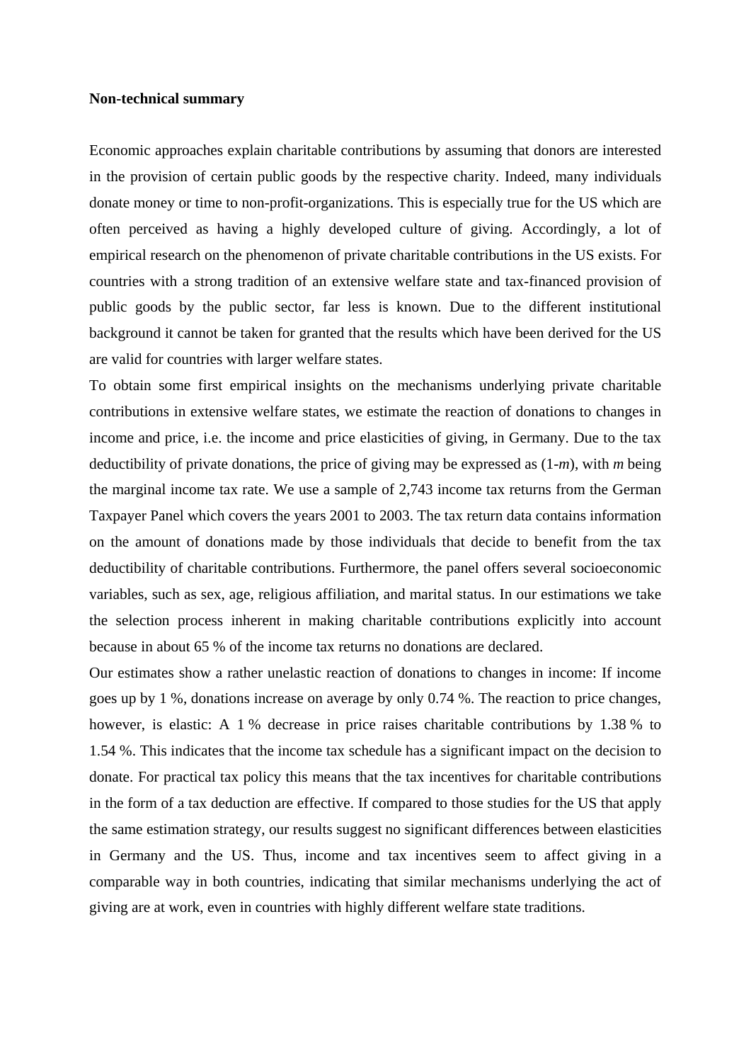**Non-technical summary**

Economic approaches explain charitable contributions by assuming that donors are interested in the provision of certain public goods by the respective charity. Indeed, many individuals donate money or time to non-profit-organizations. This is especially true for the US which are often perceived as having a highly developed culture of giving. Accordingly, a lot of empirical research on the phenomenon of private charitable contributions in the US exists. For countries with a strong tradition of an extensive welfare state and tax-financed provision of public goods by the public sector, far less is known. Due to the different institutional background it cannot be taken for granted that the results which have been derived for the US are valid for countries with larger welfare states.

To obtain some first empirical insights on the mechanisms underlying private charitable contributions in extensive welfare states, we estimate the reaction of donations to changes in income and price, i.e. the income and price elasticities of giving, in Germany. Due to the tax deductibility of private donations, the price of giving may be expressed as $(1-m)$, with $m$ being the marginal income tax rate. We use a sample of 2,743 income tax returns from the German Taxpayer Panel which covers the years 2001 to 2003. The tax return data contains information on the amount of donations made by those individuals that decide to benefit from the tax deductibility of charitable contributions. Furthermore, the panel offers several socioeconomic variables, such as sex, age, religious affiliation, and marital status. In our estimations we take the selection process inherent in making charitable contributions explicitly into account because in about 65 % of the income tax returns no donations are declared.

Our estimates show a rather unelastic reaction of donations to changes in income: If income goes up by 1 %, donations increase on average by only 0.74 %. The reaction to price changes, however, is elastic: A 1 % decrease in price raises charitable contributions by 1.38 % to 1.54 %. This indicates that the income tax schedule has a significant impact on the decision to donate. For practical tax policy this means that the tax incentives for charitable contributions in the form of a tax deduction are effective. If compared to those studies for the US that apply the same estimation strategy, our results suggest no significant differences between elasticities in Germany and the US. Thus, income and tax incentives seem to affect giving in a comparable way in both countries, indicating that similar mechanisms underlying the act of giving are at work, even in countries with highly different welfare state traditions.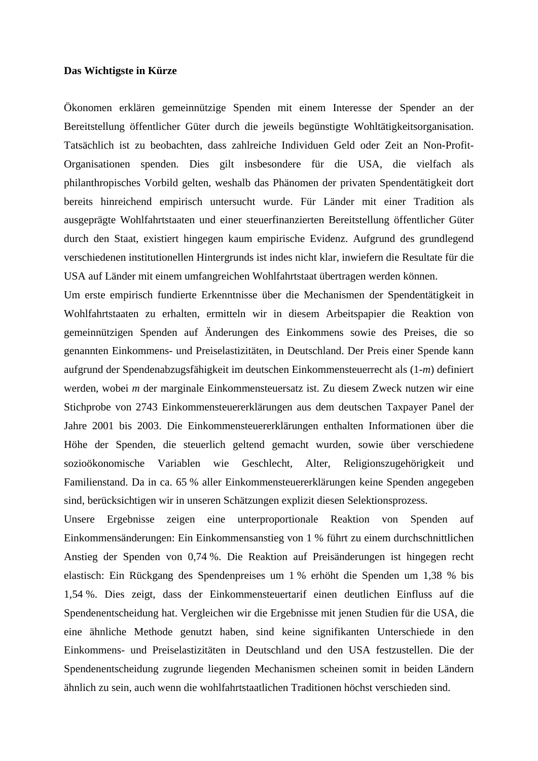**Das Wichtigste in Kürze**

Ökonomen erklären gemeinnützige Spenden mit einem Interesse der Spender an der Bereitstellung öffentlicher Güter durch die jeweils begünstigte Wohltätigkeitsorganisation. Tatsächlich ist zu beobachten, dass zahlreiche Individuen Geld oder Zeit an Non-Profit-Organisationen spenden. Dies gilt insbesondere für die USA, die vielfach als philanthropisches Vorbild gelten, weshalb das Phänomen der privaten Spendentätigkeit dort bereits hinreichend empirisch untersucht wurde. Für Länder mit einer Tradition als ausgeprägte Wohlfahrtstaaten und einer steuerfinanzierten Bereitstellung öffentlicher Güter durch den Staat, existiert hingegen kaum empirische Evidenz. Aufgrund des grundlegend verschiedenen institutionellen Hintergrunds ist indes nicht klar, inwiefern die Resultate für die USA auf Länder mit einem umfangreichen Wohlfahrtstaat übertragen werden können.

Um erste empirisch fundierte Erkenntnisse über die Mechanismen der Spendentätigkeit in Wohlfahrtstaaten zu erhalten, ermitteln wir in diesem Arbeitspapier die Reaktion von gemeinnützigen Spenden auf Änderungen des Einkommens sowie des Preises, die so genannten Einkommens- und Preiselastizitäten, in Deutschland. Der Preis einer Spende kann aufgrund der Spendenabzugsfähigkeit im deutschen Einkommensteuerrecht als ($1-m$) definiert werden, wobei $m$ der marginale Einkommensteuersatz ist. Zu diesem Zweck nutzen wir eine Stichprobe von 2743 Einkommensteuererklärungen aus dem deutschen Taxpayer Panel der Jahre 2001 bis 2003. Die Einkommensteuererklärungen enthalten Informationen über die Höhe der Spenden, die steuerlich geltend gemacht wurden, sowie über verschiedene sozioökonomische Variablen wie Geschlecht, Alter, Religionszugehörigkeit und Familienstand. Da in ca. 65 % aller Einkommensteuererklärungen keine Spenden angegeben sind, berücksichtigen wir in unseren Schätzungen explizit diesen Selektionsprozess.

Unsere Ergebnisse zeigen eine unterproportionale Reaktion von Spenden auf Einkommensänderungen: Ein Einkommensanstieg von 1 % führt zu einem durchschnittlichen Anstieg der Spenden von 0,74 %. Die Reaktion auf Preisänderungen ist hingegen recht elastisch: Ein Rückgang des Spendenpreises um 1 % erhöht die Spenden um 1,38 % bis 1,54 %. Dies zeigt, dass der Einkommensteuertarif einen deutlichen Einfluss auf die Spendenentscheidung hat. Vergleichen wir die Ergebnisse mit jenen Studien für die USA, die eine ähnliche Methode genutzt haben, sind keine signifikanten Unterschiede in den Einkommens- und Preiselastizitäten in Deutschland und den USA festzustellen. Die der Spendenentscheidung zugrunde liegenden Mechanismen scheinen somit in beiden Ländern ähnlich zu sein, auch wenn die wohlfahrtstaatlichen Traditionen höchst verschieden sind.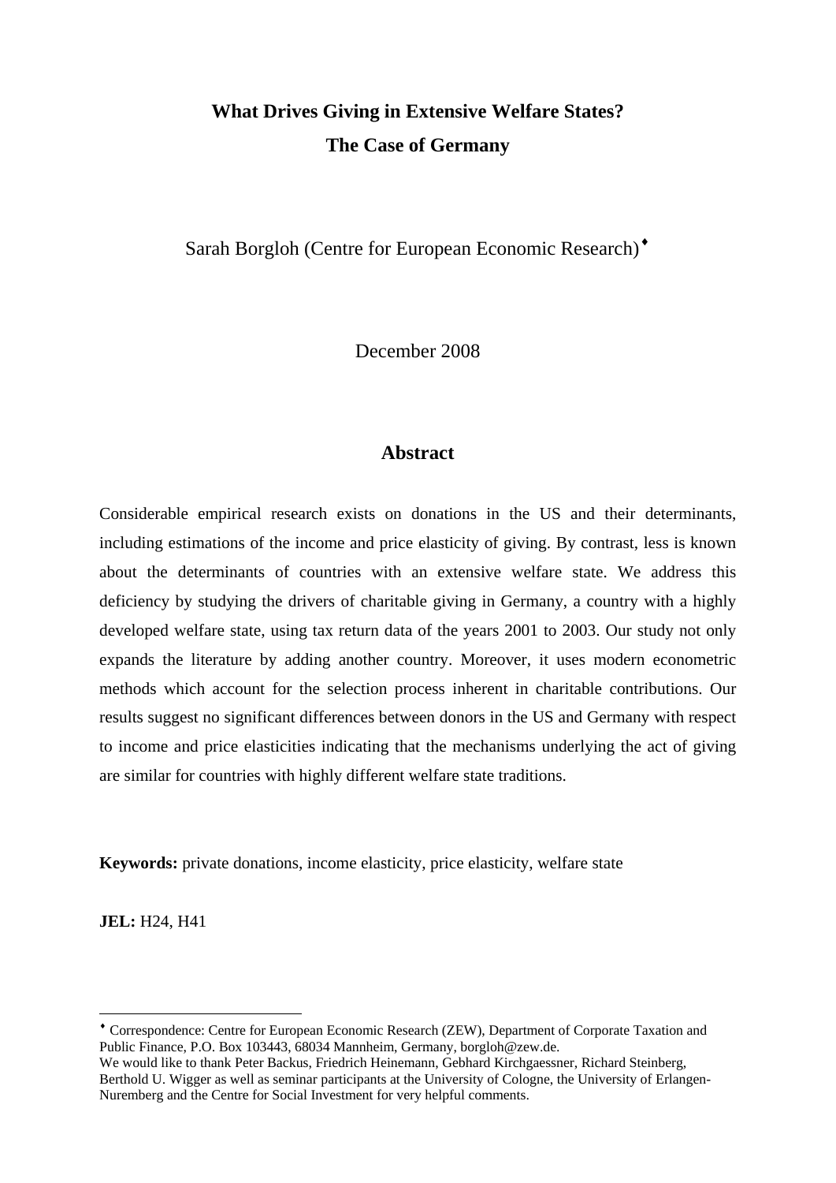# What Drives Giving in Extensive Welfare States?
# The Case of Germany

Sarah Borgloh (Centre for European Economic Research)[♦]

December 2008

## Abstract

Considerable empirical research exists on donations in the US and their determinants, including estimations of the income and price elasticity of giving. By contrast, less is known about the determinants of countries with an extensive welfare state. We address this deficiency by studying the drivers of charitable giving in Germany, a country with a highly developed welfare state, using tax return data of the years 2001 to 2003. Our study not only expands the literature by adding another country. Moreover, it uses modern econometric methods which account for the selection process inherent in charitable contributions. Our results suggest no significant differences between donors in the US and Germany with respect to income and price elasticities indicating that the mechanisms underlying the act of giving are similar for countries with highly different welfare state traditions.

**Keywords:** private donations, income elasticity, price elasticity, welfare state

**JEL:** H24, H41

---

[♦] Correspondence: Centre for European Economic Research (ZEW), Department of Corporate Taxation and Public Finance, P.O. Box 103443, 68034 Mannheim, Germany, borgloh@zew.de.
We would like to thank Peter Backus, Friedrich Heinemann, Gebhard Kirchgaessner, Richard Steinberg, Berthold U. Wigger as well as seminar participants at the University of Cologne, the University of Erlangen-Nuremberg and the Centre for Social Investment for very helpful comments.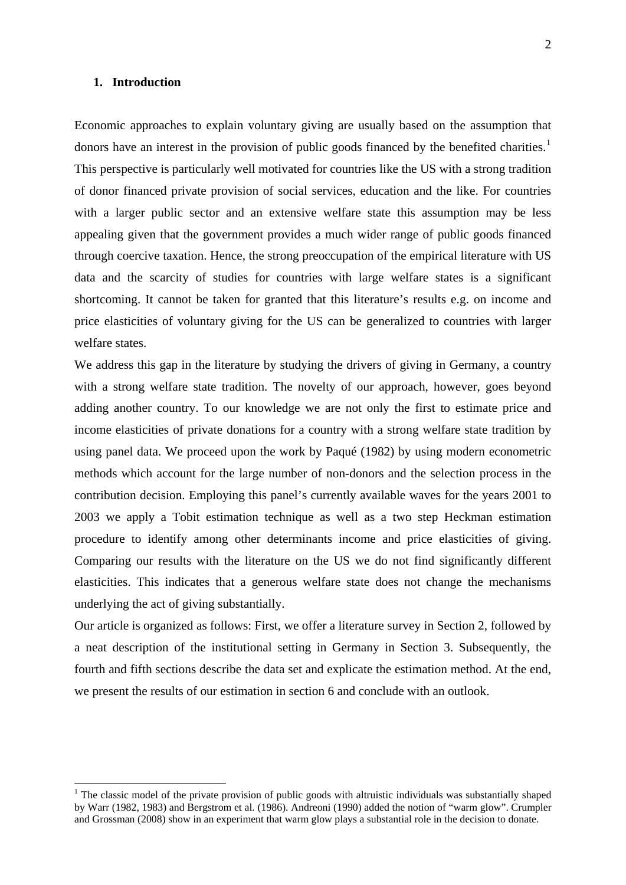## 1. Introduction

Economic approaches to explain voluntary giving are usually based on the assumption that donors have an interest in the provision of public goods financed by the benefited charities.[1] This perspective is particularly well motivated for countries like the US with a strong tradition of donor financed private provision of social services, education and the like. For countries with a larger public sector and an extensive welfare state this assumption may be less appealing given that the government provides a much wider range of public goods financed through coercive taxation. Hence, the strong preoccupation of the empirical literature with US data and the scarcity of studies for countries with large welfare states is a significant shortcoming. It cannot be taken for granted that this literature's results e.g. on income and price elasticities of voluntary giving for the US can be generalized to countries with larger welfare states.

We address this gap in the literature by studying the drivers of giving in Germany, a country with a strong welfare state tradition. The novelty of our approach, however, goes beyond adding another country. To our knowledge we are not only the first to estimate price and income elasticities of private donations for a country with a strong welfare state tradition by using panel data. We proceed upon the work by Paqué (1982) by using modern econometric methods which account for the large number of non-donors and the selection process in the contribution decision. Employing this panel's currently available waves for the years 2001 to 2003 we apply a Tobit estimation technique as well as a two step Heckman estimation procedure to identify among other determinants income and price elasticities of giving. Comparing our results with the literature on the US we do not find significantly different elasticities. This indicates that a generous welfare state does not change the mechanisms underlying the act of giving substantially.

Our article is organized as follows: First, we offer a literature survey in Section 2, followed by a neat description of the institutional setting in Germany in Section 3. Subsequently, the fourth and fifth sections describe the data set and explicate the estimation method. At the end, we present the results of our estimation in section 6 and conclude with an outlook.

---

[1] The classic model of the private provision of public goods with altruistic individuals was substantially shaped by Warr (1982, 1983) and Bergstrom et al. (1986). Andreoni (1990) added the notion of "warm glow". Crumpler and Grossman (2008) show in an experiment that warm glow plays a substantial role in the decision to donate.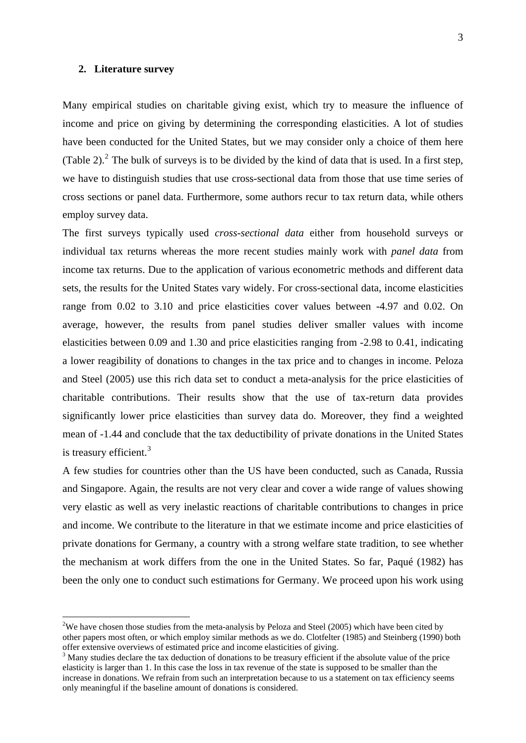## 2. Literature survey

Many empirical studies on charitable giving exist, which try to measure the influence of income and price on giving by determining the corresponding elasticities. A lot of studies have been conducted for the United States, but we may consider only a choice of them here (Table 2).[2] The bulk of surveys is to be divided by the kind of data that is used. In a first step, we have to distinguish studies that use cross-sectional data from those that use time series of cross sections or panel data. Furthermore, some authors recur to tax return data, while others employ survey data.

The first surveys typically used *cross-sectional data* either from household surveys or individual tax returns whereas the more recent studies mainly work with *panel data* from income tax returns. Due to the application of various econometric methods and different data sets, the results for the United States vary widely. For cross-sectional data, income elasticities range from 0.02 to 3.10 and price elasticities cover values between -4.97 and 0.02. On average, however, the results from panel studies deliver smaller values with income elasticities between 0.09 and 1.30 and price elasticities ranging from -2.98 to 0.41, indicating a lower reagibility of donations to changes in the tax price and to changes in income. Peloza and Steel (2005) use this rich data set to conduct a meta-analysis for the price elasticities of charitable contributions. Their results show that the use of tax-return data provides significantly lower price elasticities than survey data do. Moreover, they find a weighted mean of -1.44 and conclude that the tax deductibility of private donations in the United States is treasury efficient.[3]

A few studies for countries other than the US have been conducted, such as Canada, Russia and Singapore. Again, the results are not very clear and cover a wide range of values showing very elastic as well as very inelastic reactions of charitable contributions to changes in price and income. We contribute to the literature in that we estimate income and price elasticities of private donations for Germany, a country with a strong welfare state tradition, to see whether the mechanism at work differs from the one in the United States. So far, Paqué (1982) has been the only one to conduct such estimations for Germany. We proceed upon his work using

---

[2] We have chosen those studies from the meta-analysis by Peloza and Steel (2005) which have been cited by other papers most often, or which employ similar methods as we do. Clotfelter (1985) and Steinberg (1990) both offer extensive overviews of estimated price and income elasticities of giving.

[3] Many studies declare the tax deduction of donations to be treasury efficient if the absolute value of the price elasticity is larger than 1. In this case the loss in tax revenue of the state is supposed to be smaller than the increase in donations. We refrain from such an interpretation because to us a statement on tax efficiency seems only meaningful if the baseline amount of donations is considered.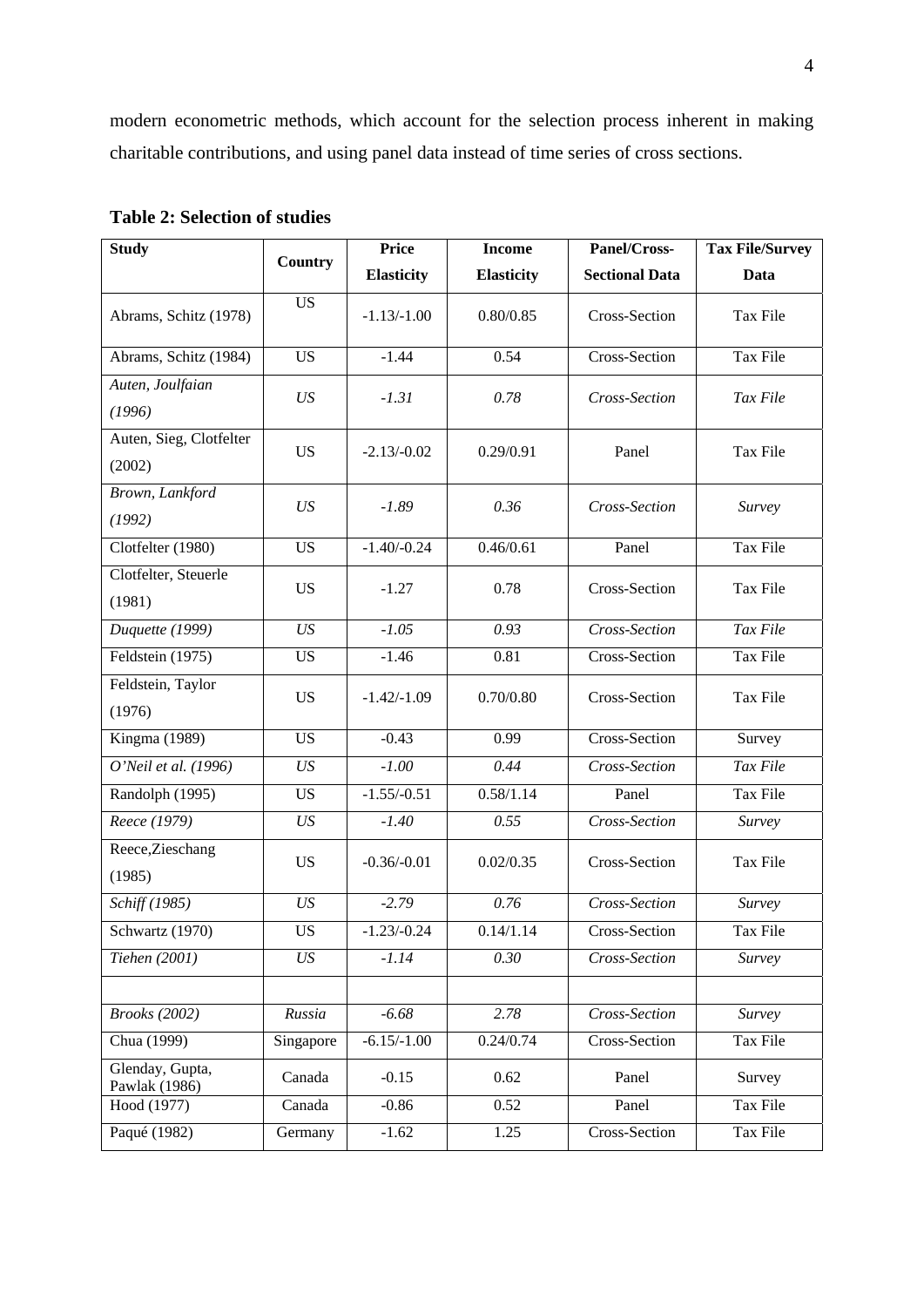modern econometric methods, which account for the selection process inherent in making charitable contributions, and using panel data instead of time series of cross sections.

**Table 2: Selection of studies**

| Study | Country | Price Elasticity | Income Elasticity | Panel/Cross-Sectional Data | Tax File/Survey Data |
|---|---|---|---|---|---|
| Abrams, Schitz (1978) | US | -1.13/-1.00 | 0.80/0.85 | Cross-Section | Tax File |
| Abrams, Schitz (1984) | US | -1.44 | 0.54 | Cross-Section | Tax File |
| *Auten, Joulfaian (1996)* | *US* | *-1.31* | *0.78* | *Cross-Section* | *Tax File* |
| Auten, Sieg, Clotfelter (2002) | US | -2.13/-0.02 | 0.29/0.91 | Panel | Tax File |
| *Brown, Lankford (1992)* | *US* | *-1.89* | *0.36* | *Cross-Section* | *Survey* |
| Clotfelter (1980) | US | -1.40/-0.24 | 0.46/0.61 | Panel | Tax File |
| Clotfelter, Steuerle (1981) | US | -1.27 | 0.78 | Cross-Section | Tax File |
| *Duquette (1999)* | *US* | *-1.05* | *0.93* | *Cross-Section* | *Tax File* |
| Feldstein (1975) | US | -1.46 | 0.81 | Cross-Section | Tax File |
| Feldstein, Taylor (1976) | US | -1.42/-1.09 | 0.70/0.80 | Cross-Section | Tax File |
| Kingma (1989) | US | -0.43 | 0.99 | Cross-Section | Survey |
| *O'Neil et al. (1996)* | *US* | *-1.00* | *0.44* | *Cross-Section* | *Tax File* |
| Randolph (1995) | US | -1.55/-0.51 | 0.58/1.14 | Panel | Tax File |
| *Reece (1979)* | *US* | *-1.40* | *0.55* | *Cross-Section* | *Survey* |
| Reece,Zieschang (1985) | US | -0.36/-0.01 | 0.02/0.35 | Cross-Section | Tax File |
| *Schiff (1985)* | *US* | *-2.79* | *0.76* | *Cross-Section* | *Survey* |
| Schwartz (1970) | US | -1.23/-0.24 | 0.14/1.14 | Cross-Section | Tax File |
| *Tiehen (2001)* | *US* | *-1.14* | *0.30* | *Cross-Section* | *Survey* |
| | | | | | |
| *Brooks (2002)* | *Russia* | *-6.68* | *2.78* | *Cross-Section* | *Survey* |
| Chua (1999) | Singapore | -6.15/-1.00 | 0.24/0.74 | Cross-Section | Tax File |
| Glenday, Gupta, Pawlak (1986) | Canada | -0.15 | 0.62 | Panel | Survey |
| Hood (1977) | Canada | -0.86 | 0.52 | Panel | Tax File |
| Paqué (1982) | Germany | -1.62 | 1.25 | Cross-Section | Tax File |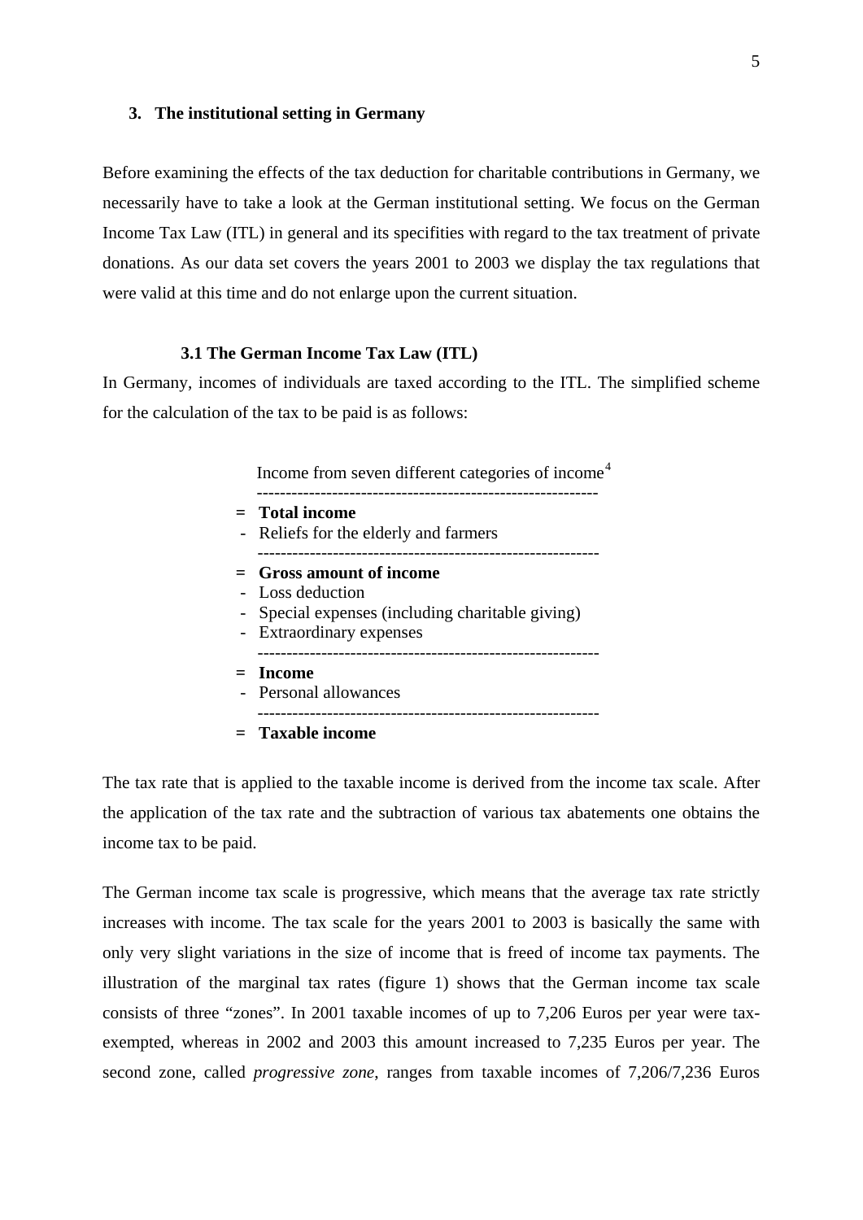## 3. The institutional setting in Germany

Before examining the effects of the tax deduction for charitable contributions in Germany, we necessarily have to take a look at the German institutional setting. We focus on the German Income Tax Law (ITL) in general and its specifities with regard to the tax treatment of private donations. As our data set covers the years 2001 to 2003 we display the tax regulations that were valid at this time and do not enlarge upon the current situation.

### 3.1 The German Income Tax Law (ITL)

In Germany, incomes of individuals are taxed according to the ITL. The simplified scheme for the calculation of the tax to be paid is as follows:

```
    Income from seven different categories of income[4]
    ----------------------------------------------------------
 =  Total income
 -  Reliefs for the elderly and farmers
    ----------------------------------------------------------
 =  Gross amount of income
 -  Loss deduction
 -  Special expenses (including charitable giving)
 -  Extraordinary expenses
    ----------------------------------------------------------
 =  Income
 -  Personal allowances
    ----------------------------------------------------------
 =  Taxable income
```

The tax rate that is applied to the taxable income is derived from the income tax scale. After the application of the tax rate and the subtraction of various tax abatements one obtains the income tax to be paid.

The German income tax scale is progressive, which means that the average tax rate strictly increases with income. The tax scale for the years 2001 to 2003 is basically the same with only very slight variations in the size of income that is freed of income tax payments. The illustration of the marginal tax rates (figure 1) shows that the German income tax scale consists of three "zones". In 2001 taxable incomes of up to 7,206 Euros per year were tax-exempted, whereas in 2002 and 2003 this amount increased to 7,235 Euros per year. The second zone, called *progressive zone*, ranges from taxable incomes of 7,206/7,236 Euros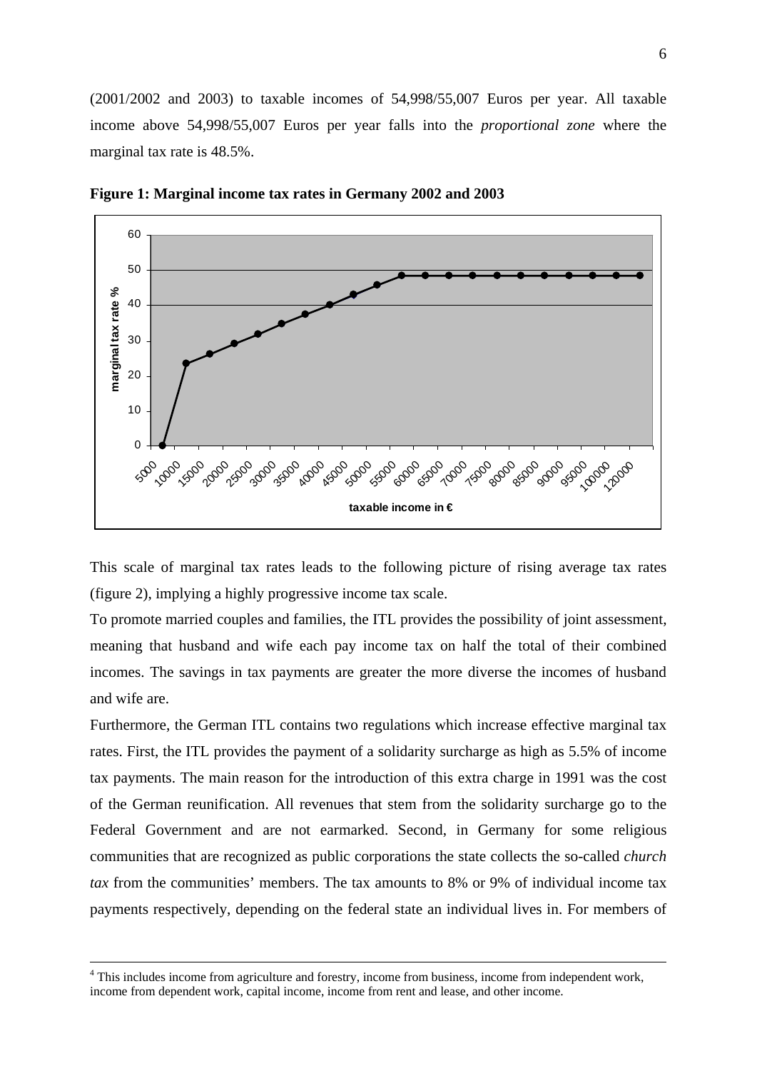(2001/2002 and 2003) to taxable incomes of 54,998/55,007 Euros per year. All taxable income above 54,998/55,007 Euros per year falls into the *proportional zone* where the marginal tax rate is 48.5%.

**Figure 1: Marginal income tax rates in Germany 2002 and 2003**

This scale of marginal tax rates leads to the following picture of rising average tax rates (figure 2), implying a highly progressive income tax scale.

To promote married couples and families, the ITL provides the possibility of joint assessment, meaning that husband and wife each pay income tax on half the total of their combined incomes. The savings in tax payments are greater the more diverse the incomes of husband and wife are.

Furthermore, the German ITL contains two regulations which increase effective marginal tax rates. First, the ITL provides the payment of a solidarity surcharge as high as 5.5% of income tax payments. The main reason for the introduction of this extra charge in 1991 was the cost of the German reunification. All revenues that stem from the solidarity surcharge go to the Federal Government and are not earmarked. Second, in Germany for some religious communities that are recognized as public corporations the state collects the so-called *church tax* from the communities' members. The tax amounts to 8% or 9% of individual income tax payments respectively, depending on the federal state an individual lives in. For members of

[4] This includes income from agriculture and forestry, income from business, income from independent work, income from dependent work, capital income, income from rent and lease, and other income.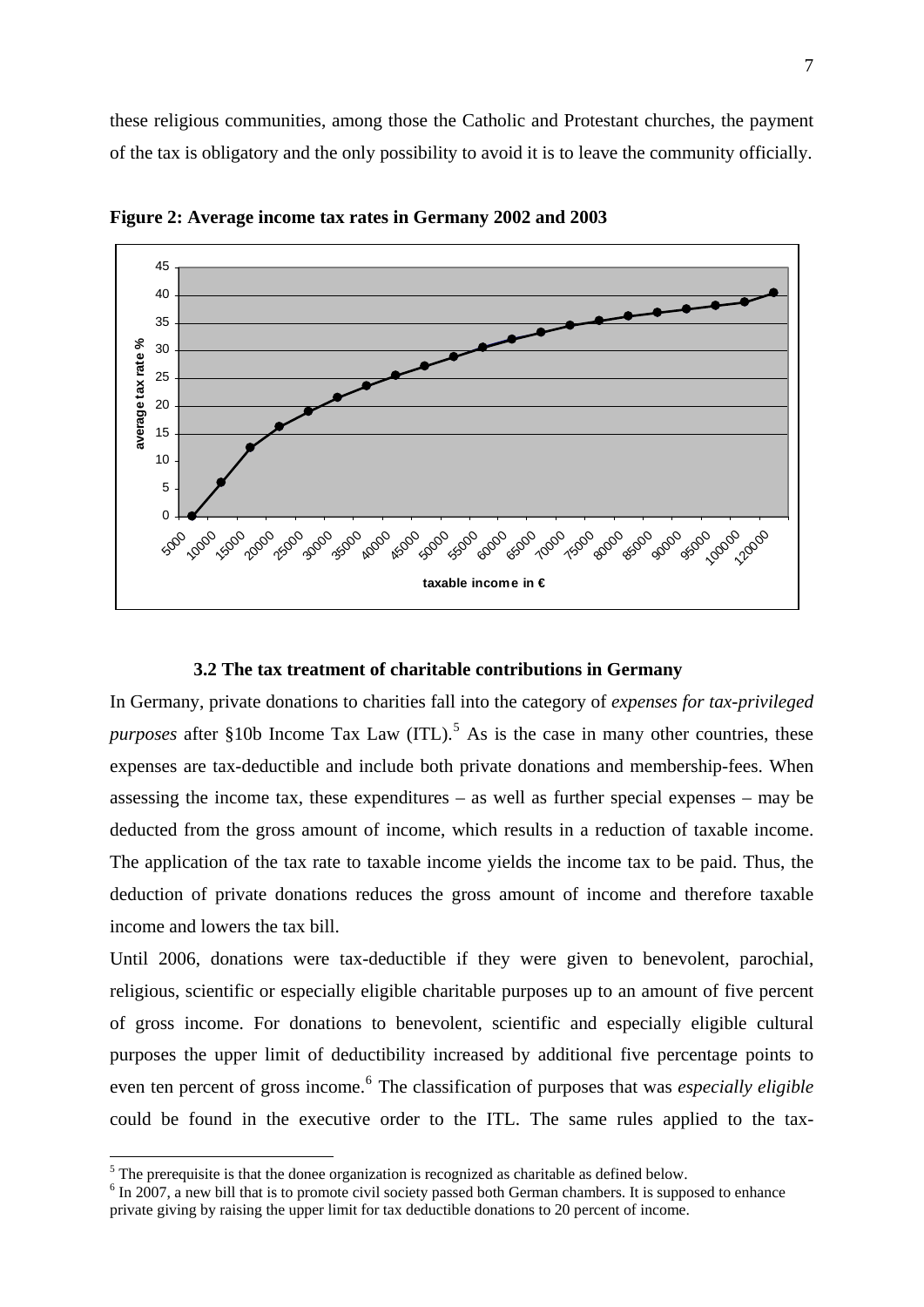these religious communities, among those the Catholic and Protestant churches, the payment of the tax is obligatory and the only possibility to avoid it is to leave the community officially.

**Figure 2: Average income tax rates in Germany 2002 and 2003**

### 3.2 The tax treatment of charitable contributions in Germany

In Germany, private donations to charities fall into the category of *expenses for tax-privileged purposes* after §10b Income Tax Law (ITL).[5] As is the case in many other countries, these expenses are tax-deductible and include both private donations and membership-fees. When assessing the income tax, these expenditures – as well as further special expenses – may be deducted from the gross amount of income, which results in a reduction of taxable income. The application of the tax rate to taxable income yields the income tax to be paid. Thus, the deduction of private donations reduces the gross amount of income and therefore taxable income and lowers the tax bill.

Until 2006, donations were tax-deductible if they were given to benevolent, parochial, religious, scientific or especially eligible charitable purposes up to an amount of five percent of gross income. For donations to benevolent, scientific and especially eligible cultural purposes the upper limit of deductibility increased by additional five percentage points to even ten percent of gross income.[6] The classification of purposes that was *especially eligible* could be found in the executive order to the ITL. The same rules applied to the tax-

[5] The prerequisite is that the donee organization is recognized as charitable as defined below.

[6] In 2007, a new bill that is to promote civil society passed both German chambers. It is supposed to enhance private giving by raising the upper limit for tax deductible donations to 20 percent of income.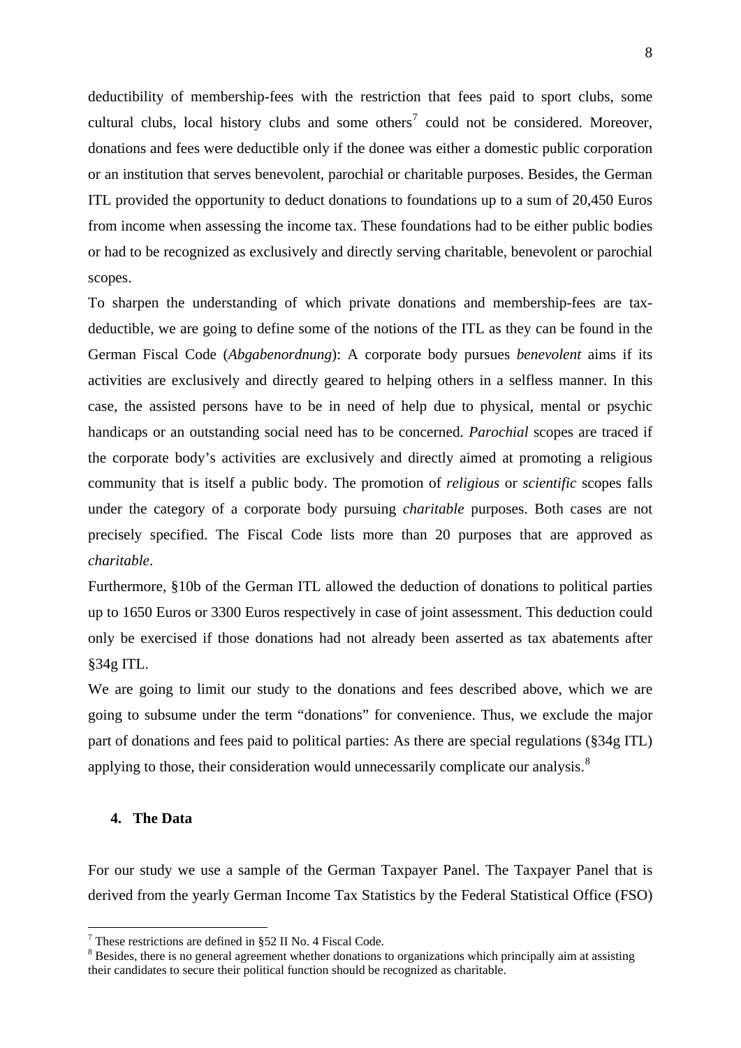deductibility of membership-fees with the restriction that fees paid to sport clubs, some cultural clubs, local history clubs and some others[7] could not be considered. Moreover, donations and fees were deductible only if the donee was either a domestic public corporation or an institution that serves benevolent, parochial or charitable purposes. Besides, the German ITL provided the opportunity to deduct donations to foundations up to a sum of 20,450 Euros from income when assessing the income tax. These foundations had to be either public bodies or had to be recognized as exclusively and directly serving charitable, benevolent or parochial scopes.

To sharpen the understanding of which private donations and membership-fees are tax-deductible, we are going to define some of the notions of the ITL as they can be found in the German Fiscal Code (*Abgabenordnung*): A corporate body pursues *benevolent* aims if its activities are exclusively and directly geared to helping others in a selfless manner. In this case, the assisted persons have to be in need of help due to physical, mental or psychic handicaps or an outstanding social need has to be concerned. *Parochial* scopes are traced if the corporate body's activities are exclusively and directly aimed at promoting a religious community that is itself a public body. The promotion of *religious* or *scientific* scopes falls under the category of a corporate body pursuing *charitable* purposes. Both cases are not precisely specified. The Fiscal Code lists more than 20 purposes that are approved as *charitable*.

Furthermore, §10b of the German ITL allowed the deduction of donations to political parties up to 1650 Euros or 3300 Euros respectively in case of joint assessment. This deduction could only be exercised if those donations had not already been asserted as tax abatements after §34g ITL.

We are going to limit our study to the donations and fees described above, which we are going to subsume under the term "donations" for convenience. Thus, we exclude the major part of donations and fees paid to political parties: As there are special regulations (§34g ITL) applying to those, their consideration would unnecessarily complicate our analysis.[8]

## 4. The Data

For our study we use a sample of the German Taxpayer Panel. The Taxpayer Panel that is derived from the yearly German Income Tax Statistics by the Federal Statistical Office (FSO)

---

[7] These restrictions are defined in §52 II No. 4 Fiscal Code.

[8] Besides, there is no general agreement whether donations to organizations which principally aim at assisting their candidates to secure their political function should be recognized as charitable.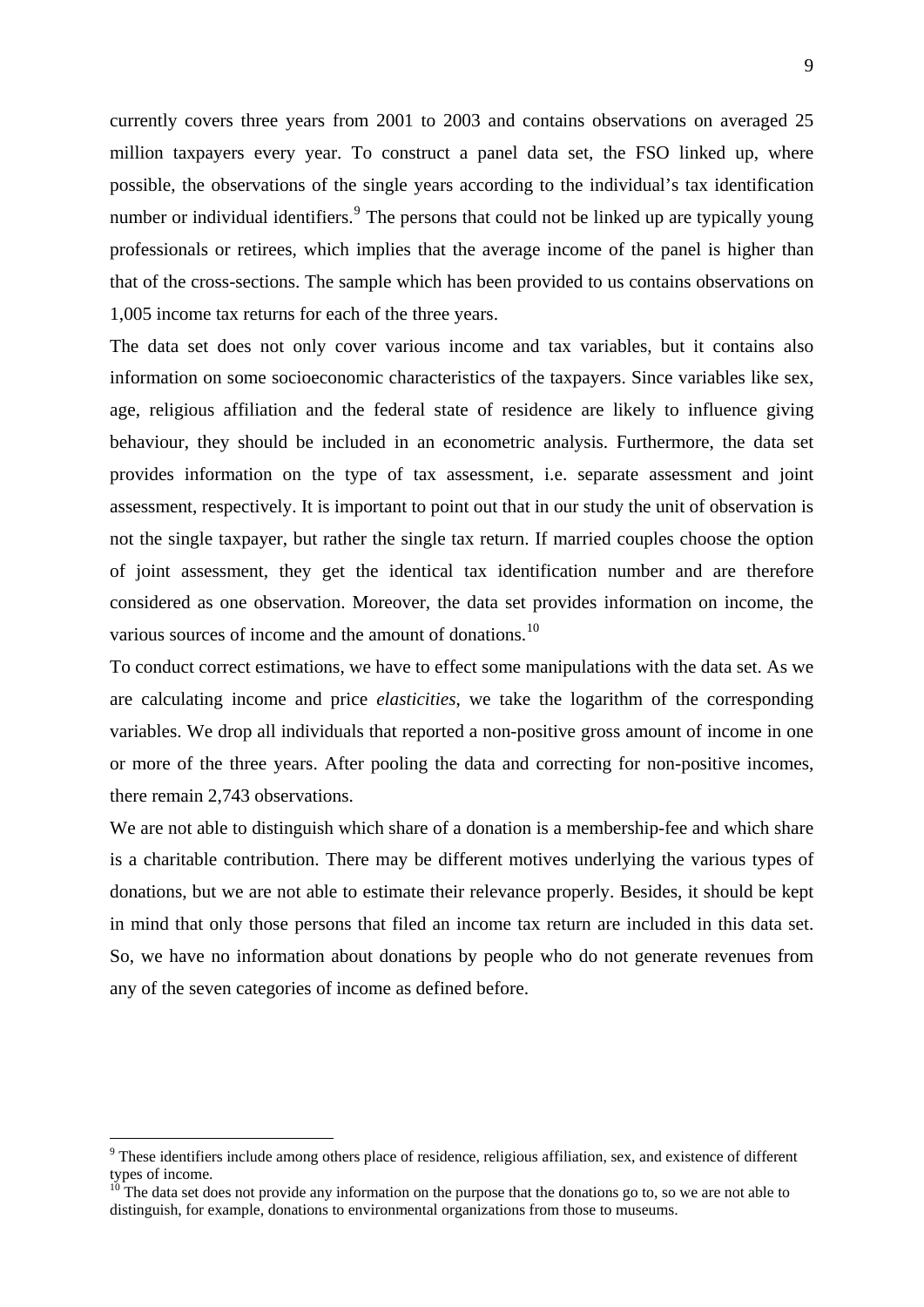currently covers three years from 2001 to 2003 and contains observations on averaged 25 million taxpayers every year. To construct a panel data set, the FSO linked up, where possible, the observations of the single years according to the individual's tax identification number or individual identifiers.[9] The persons that could not be linked up are typically young professionals or retirees, which implies that the average income of the panel is higher than that of the cross-sections. The sample which has been provided to us contains observations on 1,005 income tax returns for each of the three years.

The data set does not only cover various income and tax variables, but it contains also information on some socioeconomic characteristics of the taxpayers. Since variables like sex, age, religious affiliation and the federal state of residence are likely to influence giving behaviour, they should be included in an econometric analysis. Furthermore, the data set provides information on the type of tax assessment, i.e. separate assessment and joint assessment, respectively. It is important to point out that in our study the unit of observation is not the single taxpayer, but rather the single tax return. If married couples choose the option of joint assessment, they get the identical tax identification number and are therefore considered as one observation. Moreover, the data set provides information on income, the various sources of income and the amount of donations.[10]

To conduct correct estimations, we have to effect some manipulations with the data set. As we are calculating income and price *elasticities*, we take the logarithm of the corresponding variables. We drop all individuals that reported a non-positive gross amount of income in one or more of the three years. After pooling the data and correcting for non-positive incomes, there remain 2,743 observations.

We are not able to distinguish which share of a donation is a membership-fee and which share is a charitable contribution. There may be different motives underlying the various types of donations, but we are not able to estimate their relevance properly. Besides, it should be kept in mind that only those persons that filed an income tax return are included in this data set. So, we have no information about donations by people who do not generate revenues from any of the seven categories of income as defined before.

[9] These identifiers include among others place of residence, religious affiliation, sex, and existence of different types of income.

[10] The data set does not provide any information on the purpose that the donations go to, so we are not able to distinguish, for example, donations to environmental organizations from those to museums.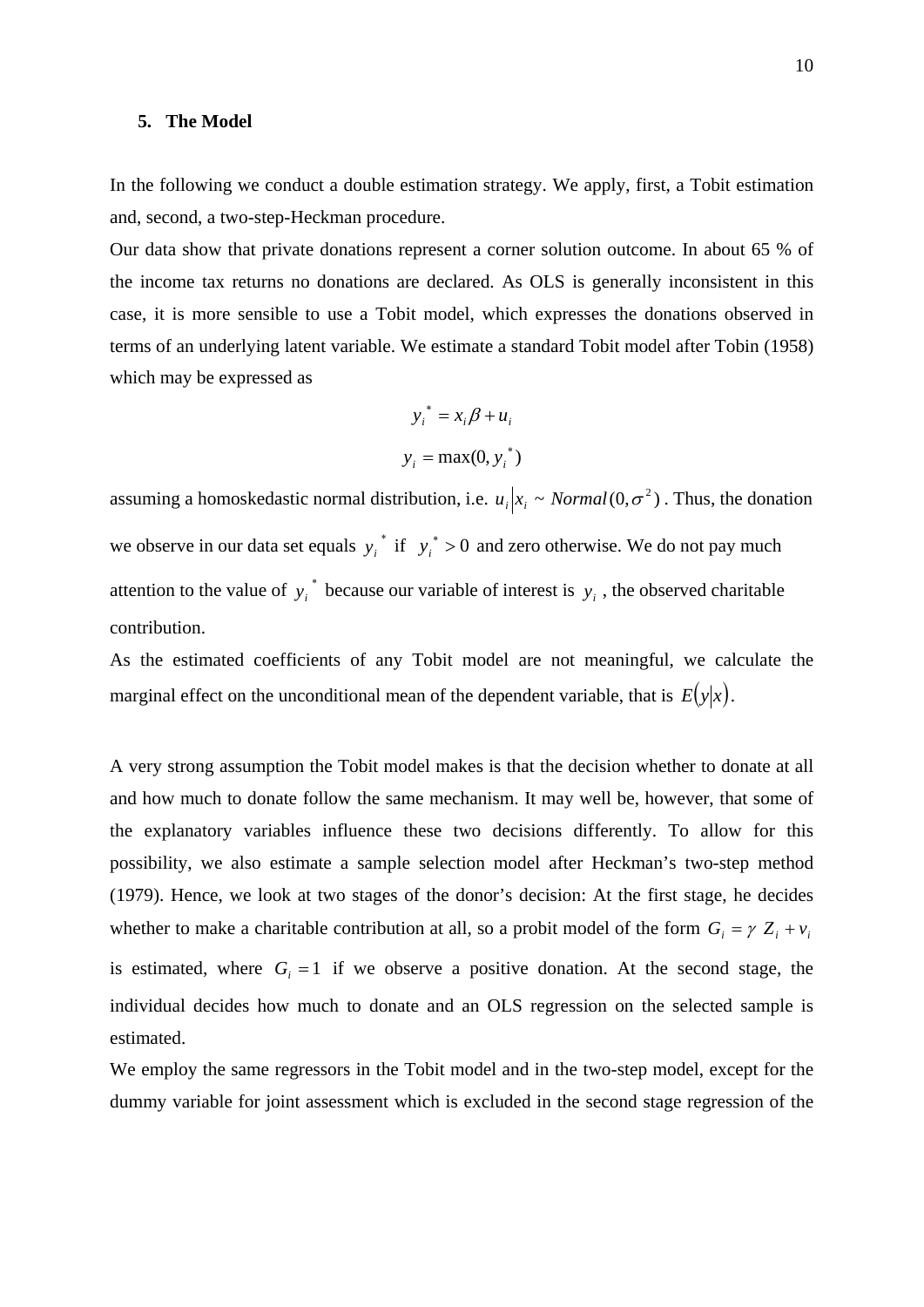## 5. The Model

In the following we conduct a double estimation strategy. We apply, first, a Tobit estimation and, second, a two-step-Heckman procedure.

Our data show that private donations represent a corner solution outcome. In about 65 % of the income tax returns no donations are declared. As OLS is generally inconsistent in this case, it is more sensible to use a Tobit model, which expresses the donations observed in terms of an underlying latent variable. We estimate a standard Tobit model after Tobin (1958) which may be expressed as

$$y_i^* = x_i \beta + u_i$$

$$y_i = \max(0, y_i^*)$$

assuming a homoskedastic normal distribution, i.e. $u_i | x_i \sim Normal(0, \sigma^2)$. Thus, the donation we observe in our data set equals $y_i^*$ if $y_i^* > 0$ and zero otherwise. We do not pay much attention to the value of $y_i^*$ because our variable of interest is $y_i$, the observed charitable contribution.

As the estimated coefficients of any Tobit model are not meaningful, we calculate the marginal effect on the unconditional mean of the dependent variable, that is $E(y|x)$.

A very strong assumption the Tobit model makes is that the decision whether to donate at all and how much to donate follow the same mechanism. It may well be, however, that some of the explanatory variables influence these two decisions differently. To allow for this possibility, we also estimate a sample selection model after Heckman's two-step method (1979). Hence, we look at two stages of the donor's decision: At the first stage, he decides whether to make a charitable contribution at all, so a probit model of the form $G_i = \gamma\ Z_i + v_i$ is estimated, where $G_i = 1$ if we observe a positive donation. At the second stage, the individual decides how much to donate and an OLS regression on the selected sample is estimated.

We employ the same regressors in the Tobit model and in the two-step model, except for the dummy variable for joint assessment which is excluded in the second stage regression of the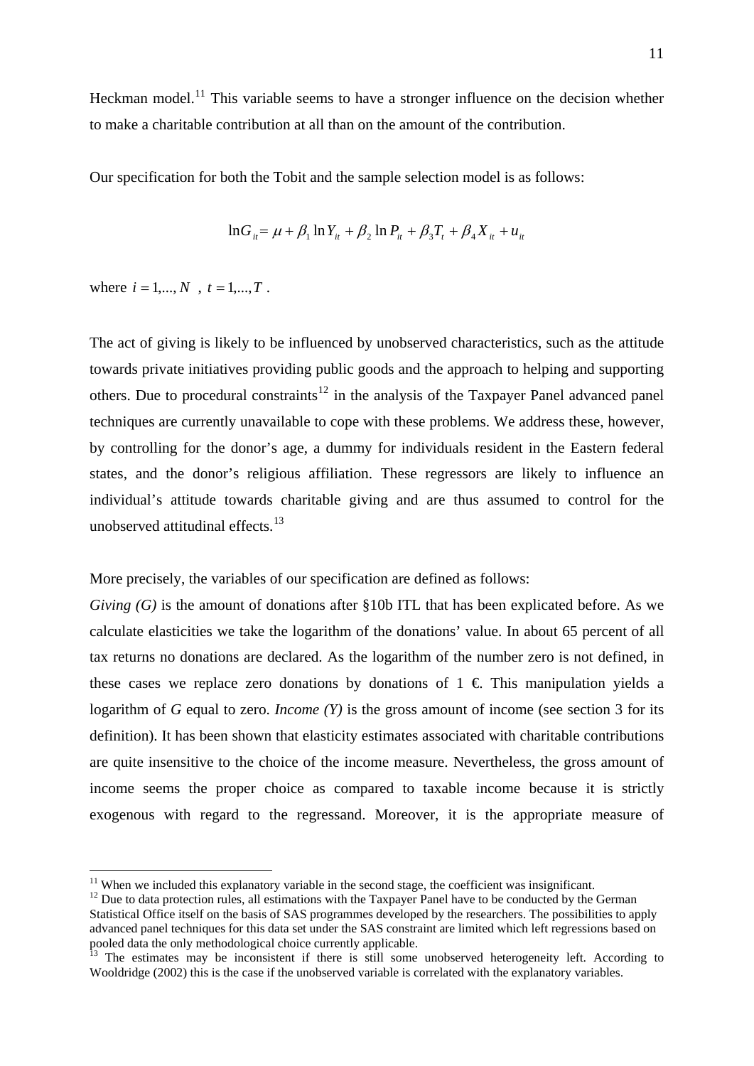Heckman model.[11] This variable seems to have a stronger influence on the decision whether to make a charitable contribution at all than on the amount of the contribution.

Our specification for both the Tobit and the sample selection model is as follows:

$$\ln G_{it} = \mu + \beta_1 \ln Y_{it} + \beta_2 \ln P_{it} + \beta_3 T_t + \beta_4 X_{it} + u_{it}$$

where $i = 1,..., N$ , $t = 1,..., T$ .

The act of giving is likely to be influenced by unobserved characteristics, such as the attitude towards private initiatives providing public goods and the approach to helping and supporting others. Due to procedural constraints[12] in the analysis of the Taxpayer Panel advanced panel techniques are currently unavailable to cope with these problems. We address these, however, by controlling for the donor's age, a dummy for individuals resident in the Eastern federal states, and the donor's religious affiliation. These regressors are likely to influence an individual's attitude towards charitable giving and are thus assumed to control for the unobserved attitudinal effects.[13]

More precisely, the variables of our specification are defined as follows:

*Giving (G)* is the amount of donations after §10b ITL that has been explicated before. As we calculate elasticities we take the logarithm of the donations' value. In about 65 percent of all tax returns no donations are declared. As the logarithm of the number zero is not defined, in these cases we replace zero donations by donations of 1 €. This manipulation yields a logarithm of *G* equal to zero. *Income (Y)* is the gross amount of income (see section 3 for its definition). It has been shown that elasticity estimates associated with charitable contributions are quite insensitive to the choice of the income measure. Nevertheless, the gross amount of income seems the proper choice as compared to taxable income because it is strictly exogenous with regard to the regressand. Moreover, it is the appropriate measure of

---

[11] When we included this explanatory variable in the second stage, the coefficient was insignificant.

[12] Due to data protection rules, all estimations with the Taxpayer Panel have to be conducted by the German Statistical Office itself on the basis of SAS programmes developed by the researchers. The possibilities to apply advanced panel techniques for this data set under the SAS constraint are limited which left regressions based on pooled data the only methodological choice currently applicable.

[13] The estimates may be inconsistent if there is still some unobserved heterogeneity left. According to Wooldridge (2002) this is the case if the unobserved variable is correlated with the explanatory variables.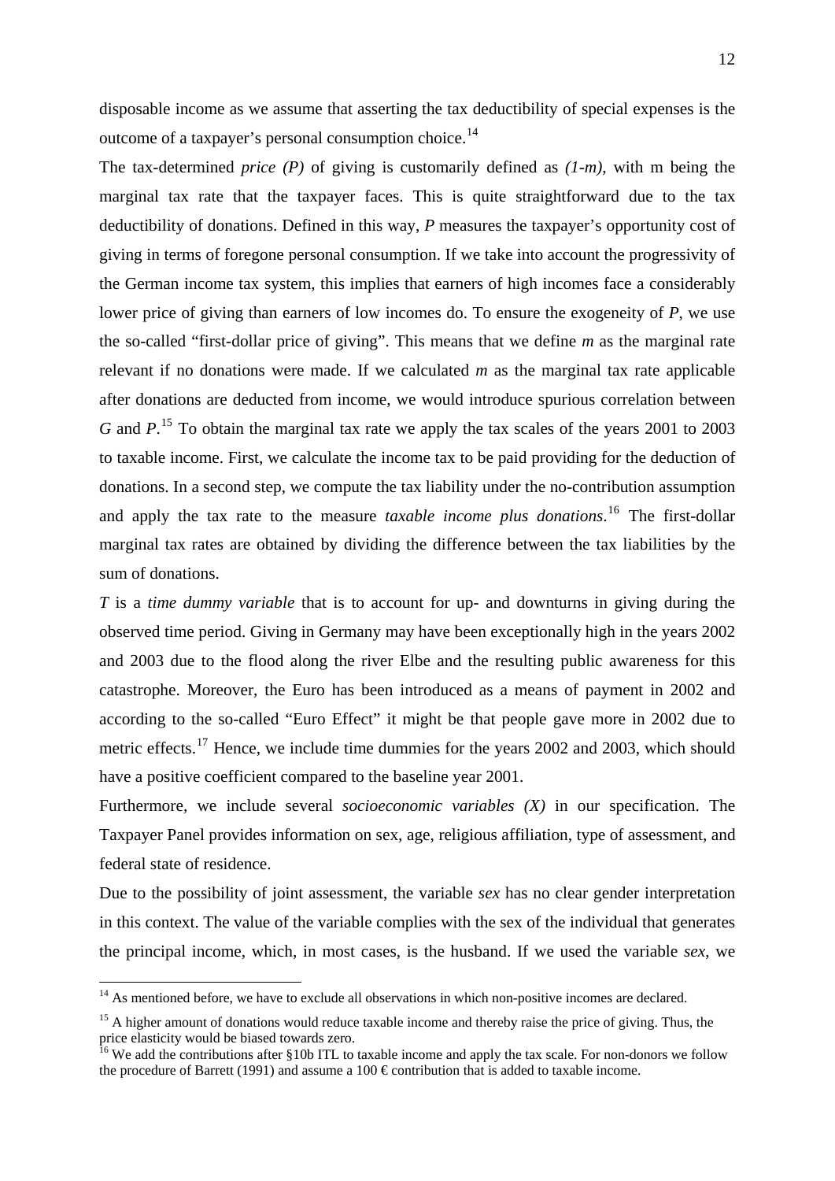disposable income as we assume that asserting the tax deductibility of special expenses is the outcome of a taxpayer's personal consumption choice.[14]

The tax-determined *price (P)* of giving is customarily defined as *(1-m)*, with m being the marginal tax rate that the taxpayer faces. This is quite straightforward due to the tax deductibility of donations. Defined in this way, *P* measures the taxpayer's opportunity cost of giving in terms of foregone personal consumption. If we take into account the progressivity of the German income tax system, this implies that earners of high incomes face a considerably lower price of giving than earners of low incomes do. To ensure the exogeneity of *P*, we use the so-called "first-dollar price of giving". This means that we define *m* as the marginal rate relevant if no donations were made. If we calculated *m* as the marginal tax rate applicable after donations are deducted from income, we would introduce spurious correlation between *G* and *P*.[15] To obtain the marginal tax rate we apply the tax scales of the years 2001 to 2003 to taxable income. First, we calculate the income tax to be paid providing for the deduction of donations. In a second step, we compute the tax liability under the no-contribution assumption and apply the tax rate to the measure *taxable income plus donations*.[16] The first-dollar marginal tax rates are obtained by dividing the difference between the tax liabilities by the sum of donations.

*T* is a *time dummy variable* that is to account for up- and downturns in giving during the observed time period. Giving in Germany may have been exceptionally high in the years 2002 and 2003 due to the flood along the river Elbe and the resulting public awareness for this catastrophe. Moreover, the Euro has been introduced as a means of payment in 2002 and according to the so-called "Euro Effect" it might be that people gave more in 2002 due to metric effects.[17] Hence, we include time dummies for the years 2002 and 2003, which should have a positive coefficient compared to the baseline year 2001.

Furthermore, we include several *socioeconomic variables (X)* in our specification. The Taxpayer Panel provides information on sex, age, religious affiliation, type of assessment, and federal state of residence.

Due to the possibility of joint assessment, the variable *sex* has no clear gender interpretation in this context. The value of the variable complies with the sex of the individual that generates the principal income, which, in most cases, is the husband. If we used the variable *sex*, we

---

[14] As mentioned before, we have to exclude all observations in which non-positive incomes are declared.

[15] A higher amount of donations would reduce taxable income and thereby raise the price of giving. Thus, the price elasticity would be biased towards zero.

[16] We add the contributions after §10b ITL to taxable income and apply the tax scale. For non-donors we follow the procedure of Barrett (1991) and assume a 100 € contribution that is added to taxable income.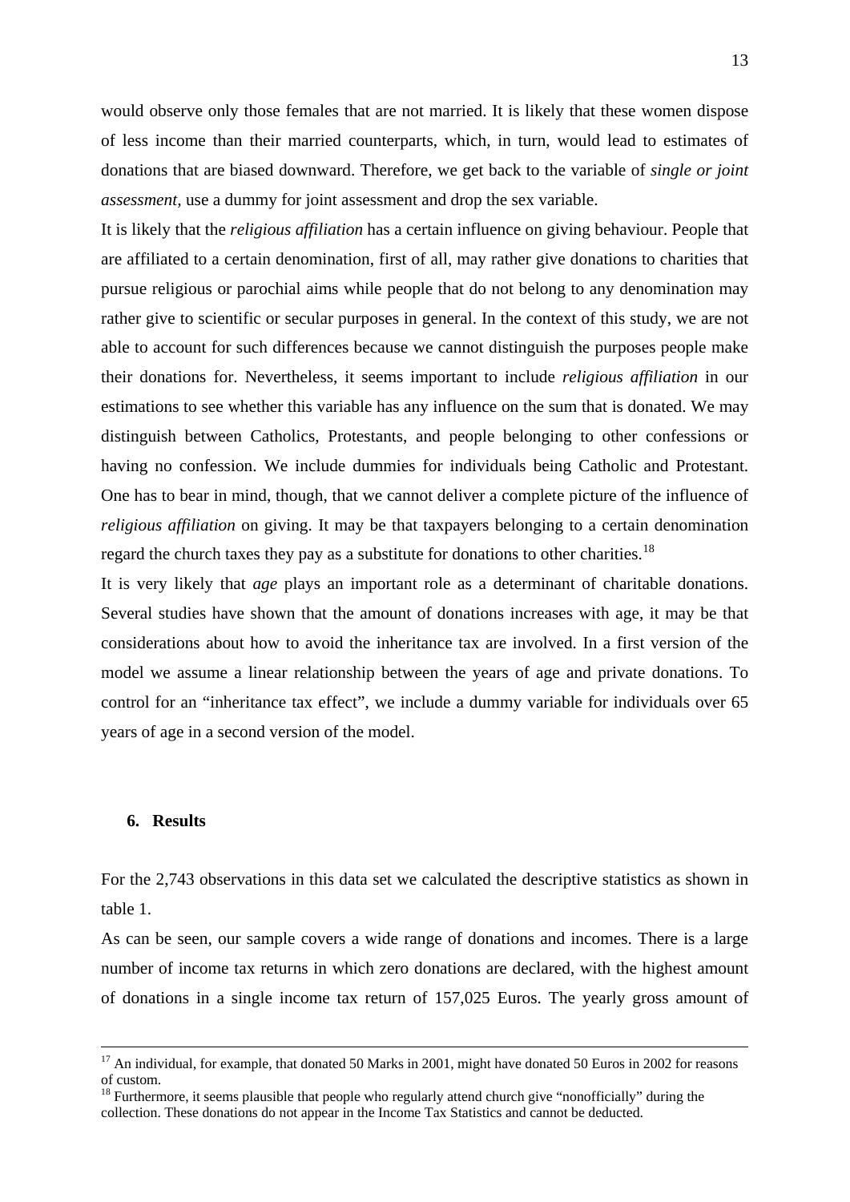would observe only those females that are not married. It is likely that these women dispose of less income than their married counterparts, which, in turn, would lead to estimates of donations that are biased downward. Therefore, we get back to the variable of *single or joint assessment*, use a dummy for joint assessment and drop the sex variable.

It is likely that the *religious affiliation* has a certain influence on giving behaviour. People that are affiliated to a certain denomination, first of all, may rather give donations to charities that pursue religious or parochial aims while people that do not belong to any denomination may rather give to scientific or secular purposes in general. In the context of this study, we are not able to account for such differences because we cannot distinguish the purposes people make their donations for. Nevertheless, it seems important to include *religious affiliation* in our estimations to see whether this variable has any influence on the sum that is donated. We may distinguish between Catholics, Protestants, and people belonging to other confessions or having no confession. We include dummies for individuals being Catholic and Protestant. One has to bear in mind, though, that we cannot deliver a complete picture of the influence of *religious affiliation* on giving. It may be that taxpayers belonging to a certain denomination regard the church taxes they pay as a substitute for donations to other charities.[18]

It is very likely that *age* plays an important role as a determinant of charitable donations. Several studies have shown that the amount of donations increases with age, it may be that considerations about how to avoid the inheritance tax are involved. In a first version of the model we assume a linear relationship between the years of age and private donations. To control for an "inheritance tax effect", we include a dummy variable for individuals over 65 years of age in a second version of the model.

## 6. Results

For the 2,743 observations in this data set we calculated the descriptive statistics as shown in table 1.

As can be seen, our sample covers a wide range of donations and incomes. There is a large number of income tax returns in which zero donations are declared, with the highest amount of donations in a single income tax return of 157,025 Euros. The yearly gross amount of

---

[17] An individual, for example, that donated 50 Marks in 2001, might have donated 50 Euros in 2002 for reasons of custom.

[18] Furthermore, it seems plausible that people who regularly attend church give "nonofficially" during the collection. These donations do not appear in the Income Tax Statistics and cannot be deducted.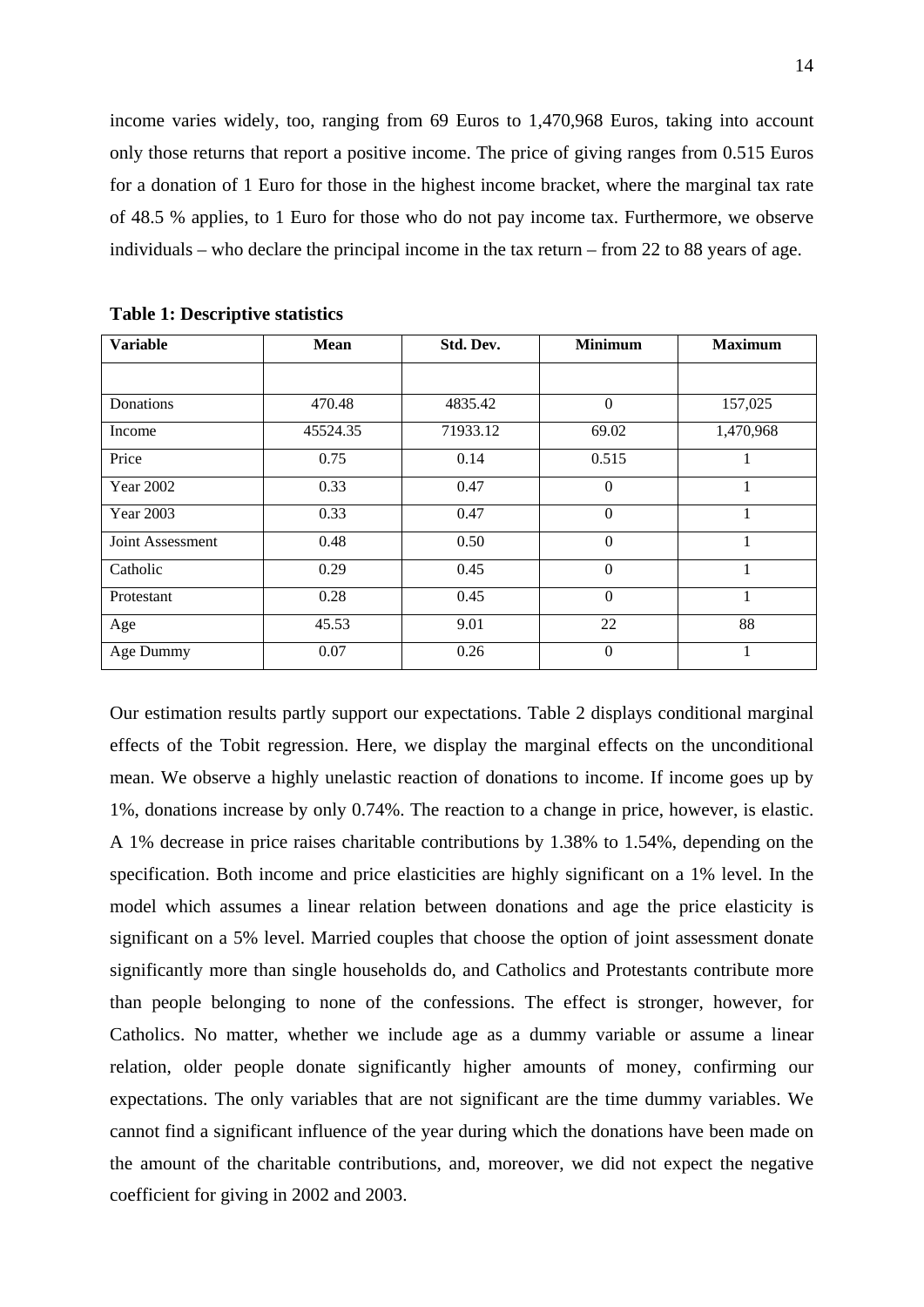income varies widely, too, ranging from 69 Euros to 1,470,968 Euros, taking into account only those returns that report a positive income. The price of giving ranges from 0.515 Euros for a donation of 1 Euro for those in the highest income bracket, where the marginal tax rate of 48.5 % applies, to 1 Euro for those who do not pay income tax. Furthermore, we observe individuals – who declare the principal income in the tax return – from 22 to 88 years of age.

**Table 1: Descriptive statistics**

| Variable | Mean | Std. Dev. | Minimum | Maximum |
|---|---|---|---|---|
| | | | | |
| Donations | 470.48 | 4835.42 | 0 | 157,025 |
| Income | 45524.35 | 71933.12 | 69.02 | 1,470,968 |
| Price | 0.75 | 0.14 | 0.515 | 1 |
| Year 2002 | 0.33 | 0.47 | 0 | 1 |
| Year 2003 | 0.33 | 0.47 | 0 | 1 |
| Joint Assessment | 0.48 | 0.50 | 0 | 1 |
| Catholic | 0.29 | 0.45 | 0 | 1 |
| Protestant | 0.28 | 0.45 | 0 | 1 |
| Age | 45.53 | 9.01 | 22 | 88 |
| Age Dummy | 0.07 | 0.26 | 0 | 1 |

Our estimation results partly support our expectations. Table 2 displays conditional marginal effects of the Tobit regression. Here, we display the marginal effects on the unconditional mean. We observe a highly unelastic reaction of donations to income. If income goes up by 1%, donations increase by only 0.74%. The reaction to a change in price, however, is elastic. A 1% decrease in price raises charitable contributions by 1.38% to 1.54%, depending on the specification. Both income and price elasticities are highly significant on a 1% level. In the model which assumes a linear relation between donations and age the price elasticity is significant on a 5% level. Married couples that choose the option of joint assessment donate significantly more than single households do, and Catholics and Protestants contribute more than people belonging to none of the confessions. The effect is stronger, however, for Catholics. No matter, whether we include age as a dummy variable or assume a linear relation, older people donate significantly higher amounts of money, confirming our expectations. The only variables that are not significant are the time dummy variables. We cannot find a significant influence of the year during which the donations have been made on the amount of the charitable contributions, and, moreover, we did not expect the negative coefficient for giving in 2002 and 2003.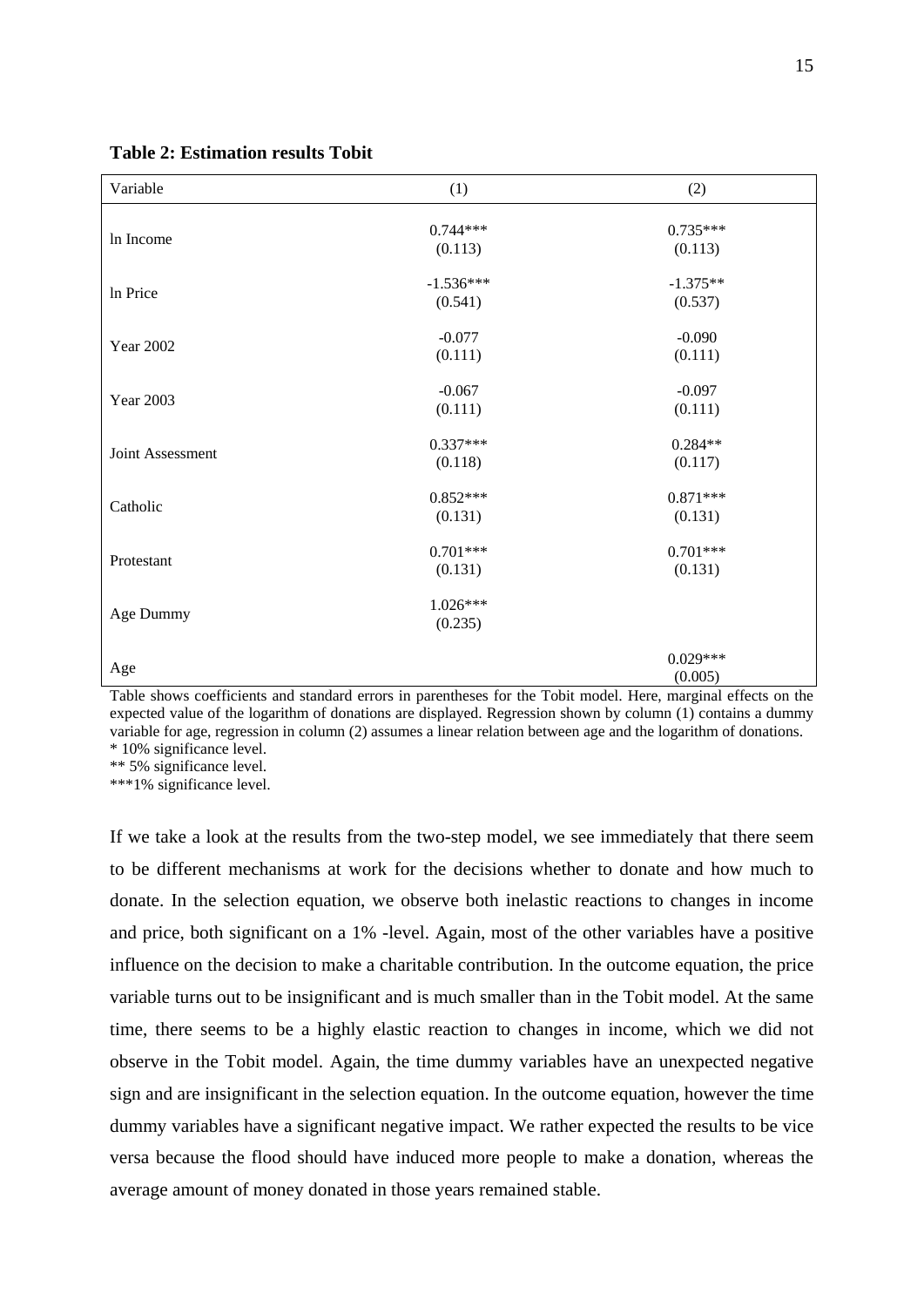**Table 2: Estimation results Tobit**

| Variable | (1) | (2) |
|---|---|---|
| ln Income | 0.744***<br>(0.113) | 0.735***<br>(0.113) |
| ln Price | -1.536***<br>(0.541) | -1.375**<br>(0.537) |
| Year 2002 | -0.077<br>(0.111) | -0.090<br>(0.111) |
| Year 2003 | -0.067<br>(0.111) | -0.097<br>(0.111) |
| Joint Assessment | 0.337***<br>(0.118) | 0.284**<br>(0.117) |
| Catholic | 0.852***<br>(0.131) | 0.871***<br>(0.131) |
| Protestant | 0.701***<br>(0.131) | 0.701***<br>(0.131) |
| Age Dummy | 1.026***<br>(0.235) | |
| Age | | 0.029***<br>(0.005) |

Table shows coefficients and standard errors in parentheses for the Tobit model. Here, marginal effects on the expected value of the logarithm of donations are displayed. Regression shown by column (1) contains a dummy variable for age, regression in column (2) assumes a linear relation between age and the logarithm of donations.
\* 10% significance level.
\** 5% significance level.
\***1% significance level.

If we take a look at the results from the two-step model, we see immediately that there seem to be different mechanisms at work for the decisions whether to donate and how much to donate. In the selection equation, we observe both inelastic reactions to changes in income and price, both significant on a 1% -level. Again, most of the other variables have a positive influence on the decision to make a charitable contribution. In the outcome equation, the price variable turns out to be insignificant and is much smaller than in the Tobit model. At the same time, there seems to be a highly elastic reaction to changes in income, which we did not observe in the Tobit model. Again, the time dummy variables have an unexpected negative sign and are insignificant in the selection equation. In the outcome equation, however the time dummy variables have a significant negative impact. We rather expected the results to be vice versa because the flood should have induced more people to make a donation, whereas the average amount of money donated in those years remained stable.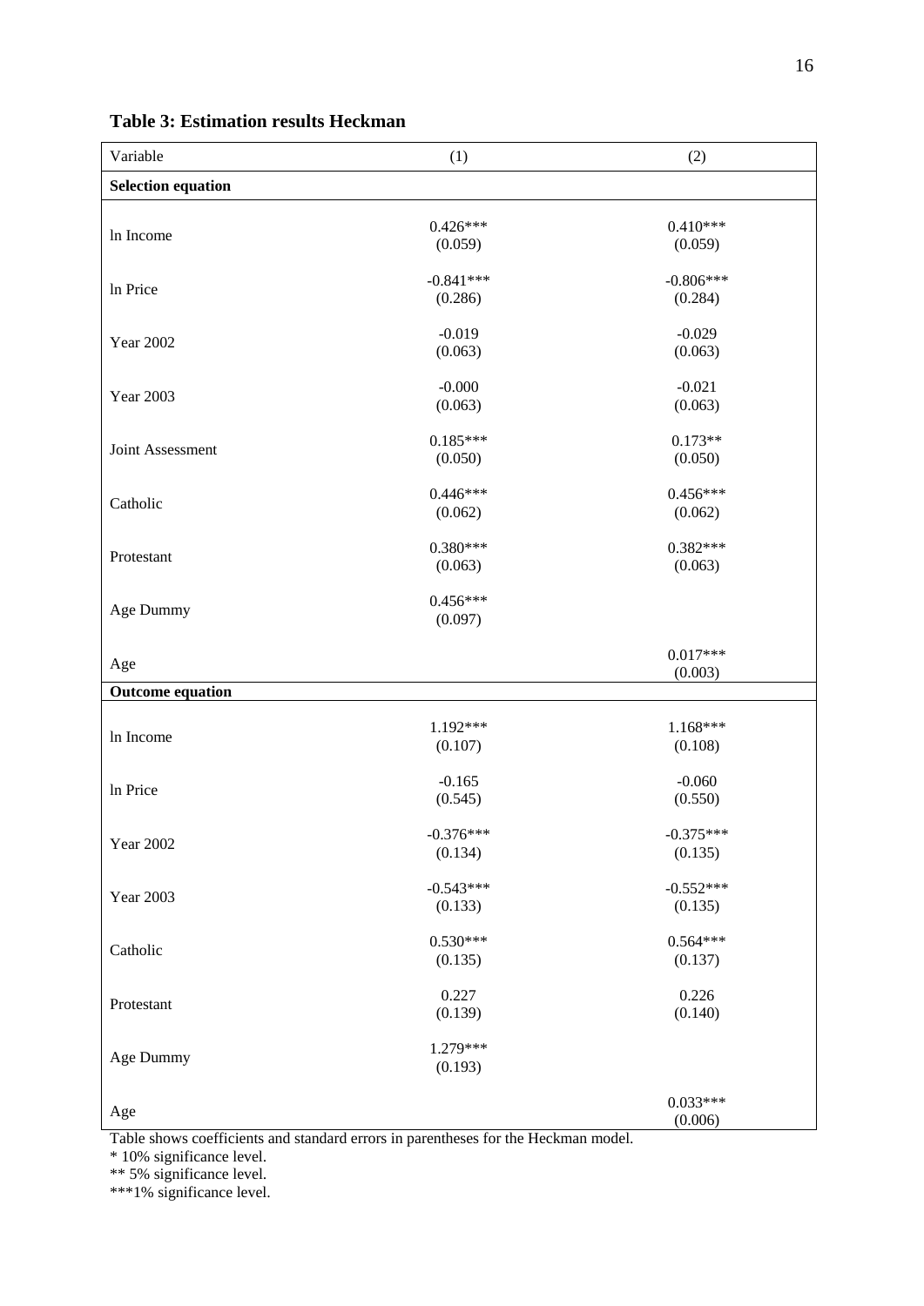**Table 3: Estimation results Heckman**

| Variable | (1) | (2) |
|---|---|---|
| **Selection equation** | | |
| ln Income | 0.426***<br>(0.059) | 0.410***<br>(0.059) |
| ln Price | -0.841***<br>(0.286) | -0.806***<br>(0.284) |
| Year 2002 | -0.019<br>(0.063) | -0.029<br>(0.063) |
| Year 2003 | -0.000<br>(0.063) | -0.021<br>(0.063) |
| Joint Assessment | 0.185***<br>(0.050) | 0.173**<br>(0.050) |
| Catholic | 0.446***<br>(0.062) | 0.456***<br>(0.062) |
| Protestant | 0.380***<br>(0.063) | 0.382***<br>(0.063) |
| Age Dummy | 0.456***<br>(0.097) | |
| Age | | 0.017***<br>(0.003) |
| **Outcome equation** | | |
| ln Income | 1.192***<br>(0.107) | 1.168***<br>(0.108) |
| ln Price | -0.165<br>(0.545) | -0.060<br>(0.550) |
| Year 2002 | -0.376***<br>(0.134) | -0.375***<br>(0.135) |
| Year 2003 | -0.543***<br>(0.133) | -0.552***<br>(0.135) |
| Catholic | 0.530***<br>(0.135) | 0.564***<br>(0.137) |
| Protestant | 0.227<br>(0.139) | 0.226<br>(0.140) |
| Age Dummy | 1.279***<br>(0.193) | |
| Age | | 0.033***<br>(0.006) |

Table shows coefficients and standard errors in parentheses for the Heckman model.
* 10% significance level.
** 5% significance level.
***1% significance level.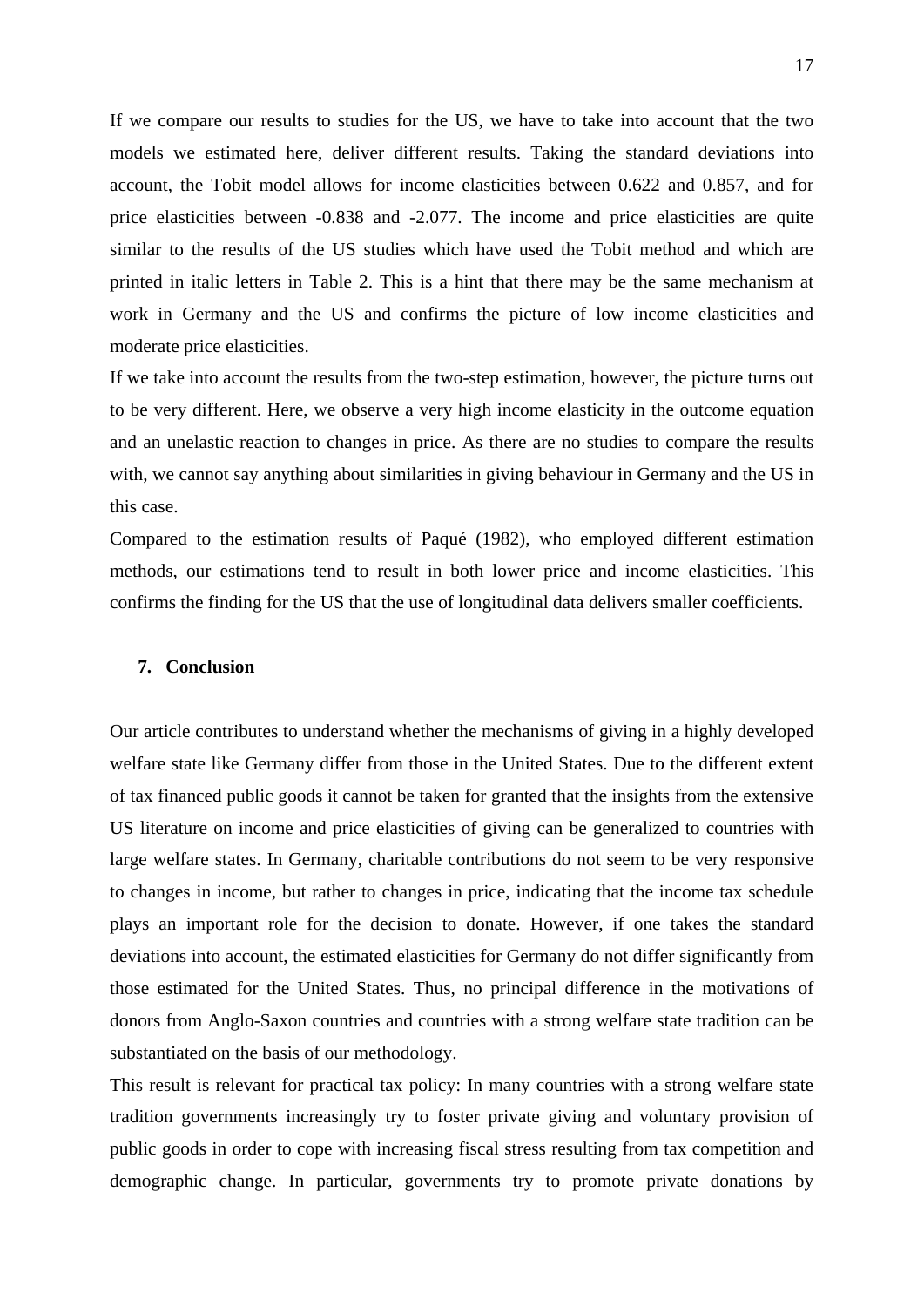If we compare our results to studies for the US, we have to take into account that the two models we estimated here, deliver different results. Taking the standard deviations into account, the Tobit model allows for income elasticities between 0.622 and 0.857, and for price elasticities between -0.838 and -2.077. The income and price elasticities are quite similar to the results of the US studies which have used the Tobit method and which are printed in italic letters in Table 2. This is a hint that there may be the same mechanism at work in Germany and the US and confirms the picture of low income elasticities and moderate price elasticities.

If we take into account the results from the two-step estimation, however, the picture turns out to be very different. Here, we observe a very high income elasticity in the outcome equation and an unelastic reaction to changes in price. As there are no studies to compare the results with, we cannot say anything about similarities in giving behaviour in Germany and the US in this case.

Compared to the estimation results of Paqué (1982), who employed different estimation methods, our estimations tend to result in both lower price and income elasticities. This confirms the finding for the US that the use of longitudinal data delivers smaller coefficients.

## 7. Conclusion

Our article contributes to understand whether the mechanisms of giving in a highly developed welfare state like Germany differ from those in the United States. Due to the different extent of tax financed public goods it cannot be taken for granted that the insights from the extensive US literature on income and price elasticities of giving can be generalized to countries with large welfare states. In Germany, charitable contributions do not seem to be very responsive to changes in income, but rather to changes in price, indicating that the income tax schedule plays an important role for the decision to donate. However, if one takes the standard deviations into account, the estimated elasticities for Germany do not differ significantly from those estimated for the United States. Thus, no principal difference in the motivations of donors from Anglo-Saxon countries and countries with a strong welfare state tradition can be substantiated on the basis of our methodology.

This result is relevant for practical tax policy: In many countries with a strong welfare state tradition governments increasingly try to foster private giving and voluntary provision of public goods in order to cope with increasing fiscal stress resulting from tax competition and demographic change. In particular, governments try to promote private donations by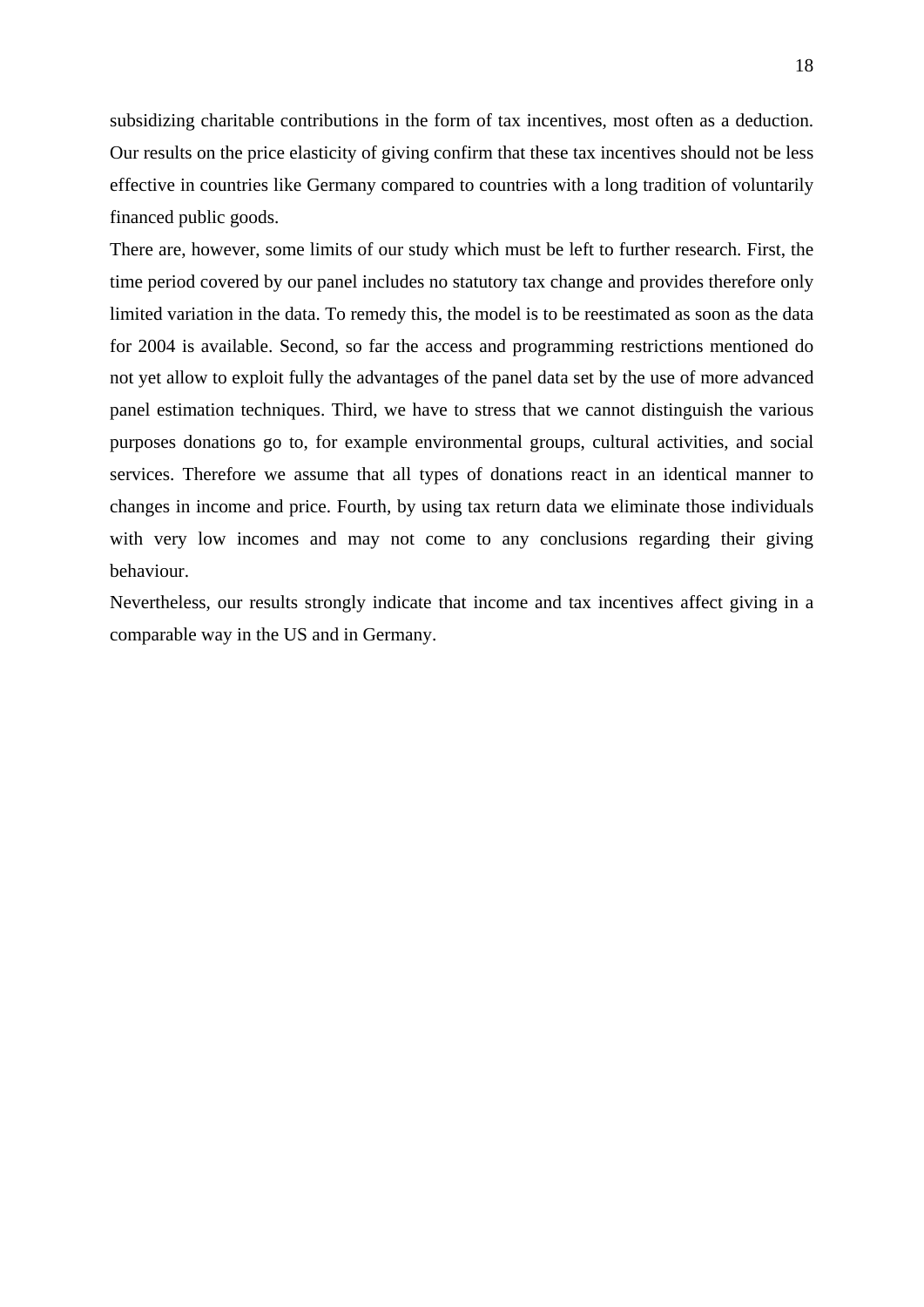subsidizing charitable contributions in the form of tax incentives, most often as a deduction. Our results on the price elasticity of giving confirm that these tax incentives should not be less effective in countries like Germany compared to countries with a long tradition of voluntarily financed public goods.

There are, however, some limits of our study which must be left to further research. First, the time period covered by our panel includes no statutory tax change and provides therefore only limited variation in the data. To remedy this, the model is to be reestimated as soon as the data for 2004 is available. Second, so far the access and programming restrictions mentioned do not yet allow to exploit fully the advantages of the panel data set by the use of more advanced panel estimation techniques. Third, we have to stress that we cannot distinguish the various purposes donations go to, for example environmental groups, cultural activities, and social services. Therefore we assume that all types of donations react in an identical manner to changes in income and price. Fourth, by using tax return data we eliminate those individuals with very low incomes and may not come to any conclusions regarding their giving behaviour.

Nevertheless, our results strongly indicate that income and tax incentives affect giving in a comparable way in the US and in Germany.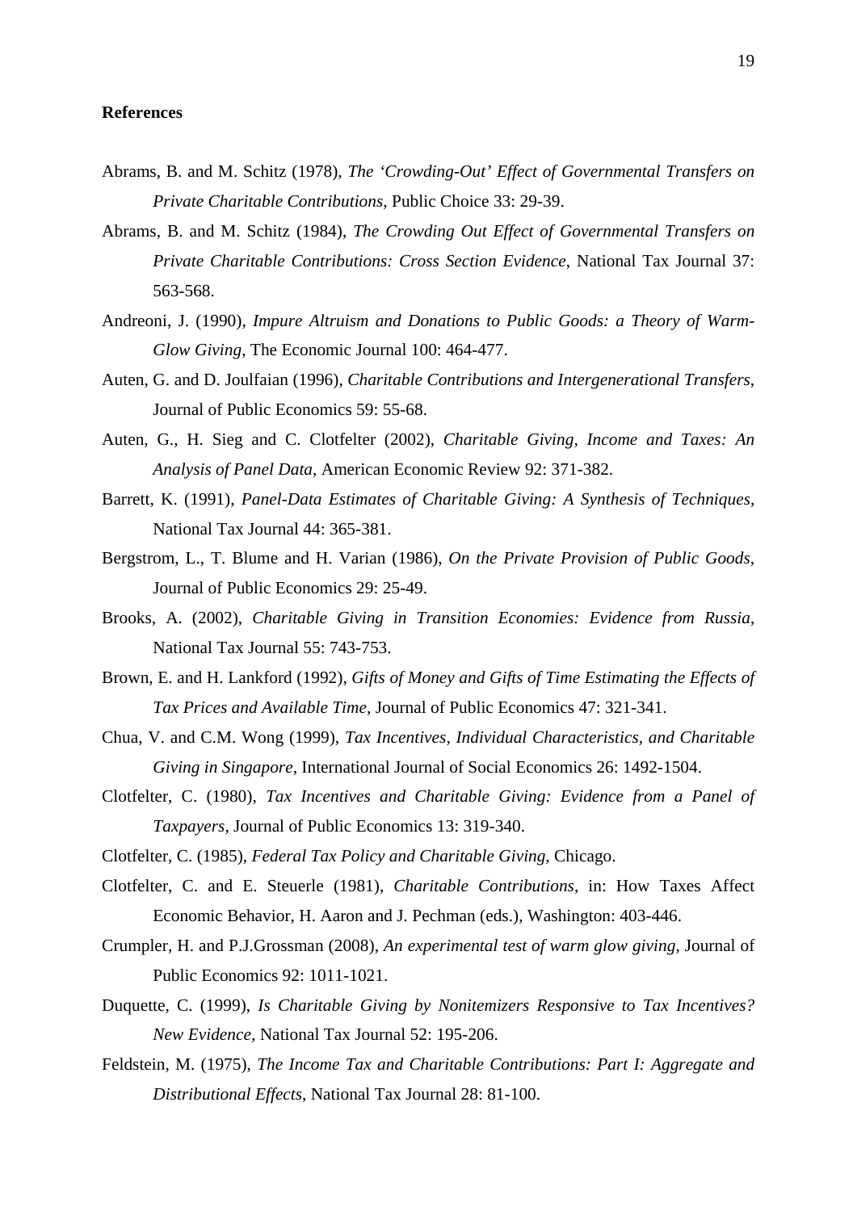**References**

Abrams, B. and M. Schitz (1978), *The 'Crowding-Out' Effect of Governmental Transfers on Private Charitable Contributions*, Public Choice 33: 29-39.

Abrams, B. and M. Schitz (1984), *The Crowding Out Effect of Governmental Transfers on Private Charitable Contributions: Cross Section Evidence*, National Tax Journal 37: 563-568.

Andreoni, J. (1990), *Impure Altruism and Donations to Public Goods: a Theory of Warm-Glow Giving*, The Economic Journal 100: 464-477.

Auten, G. and D. Joulfaian (1996), *Charitable Contributions and Intergenerational Transfers*, Journal of Public Economics 59: 55-68.

Auten, G., H. Sieg and C. Clotfelter (2002), *Charitable Giving, Income and Taxes: An Analysis of Panel Data*, American Economic Review 92: 371-382.

Barrett, K. (1991), *Panel-Data Estimates of Charitable Giving: A Synthesis of Techniques*, National Tax Journal 44: 365-381.

Bergstrom, L., T. Blume and H. Varian (1986), *On the Private Provision of Public Goods*, Journal of Public Economics 29: 25-49.

Brooks, A. (2002), *Charitable Giving in Transition Economies: Evidence from Russia*, National Tax Journal 55: 743-753.

Brown, E. and H. Lankford (1992), *Gifts of Money and Gifts of Time Estimating the Effects of Tax Prices and Available Time*, Journal of Public Economics 47: 321-341.

Chua, V. and C.M. Wong (1999), *Tax Incentives, Individual Characteristics, and Charitable Giving in Singapore*, International Journal of Social Economics 26: 1492-1504.

Clotfelter, C. (1980), *Tax Incentives and Charitable Giving: Evidence from a Panel of Taxpayers*, Journal of Public Economics 13: 319-340.

Clotfelter, C. (1985), *Federal Tax Policy and Charitable Giving*, Chicago.

Clotfelter, C. and E. Steuerle (1981), *Charitable Contributions*, in: How Taxes Affect Economic Behavior, H. Aaron and J. Pechman (eds.), Washington: 403-446.

Crumpler, H. and P.J.Grossman (2008), *An experimental test of warm glow giving*, Journal of Public Economics 92: 1011-1021.

Duquette, C. (1999), *Is Charitable Giving by Nonitemizers Responsive to Tax Incentives? New Evidence*, National Tax Journal 52: 195-206.

Feldstein, M. (1975), *The Income Tax and Charitable Contributions: Part I: Aggregate and Distributional Effects*, National Tax Journal 28: 81-100.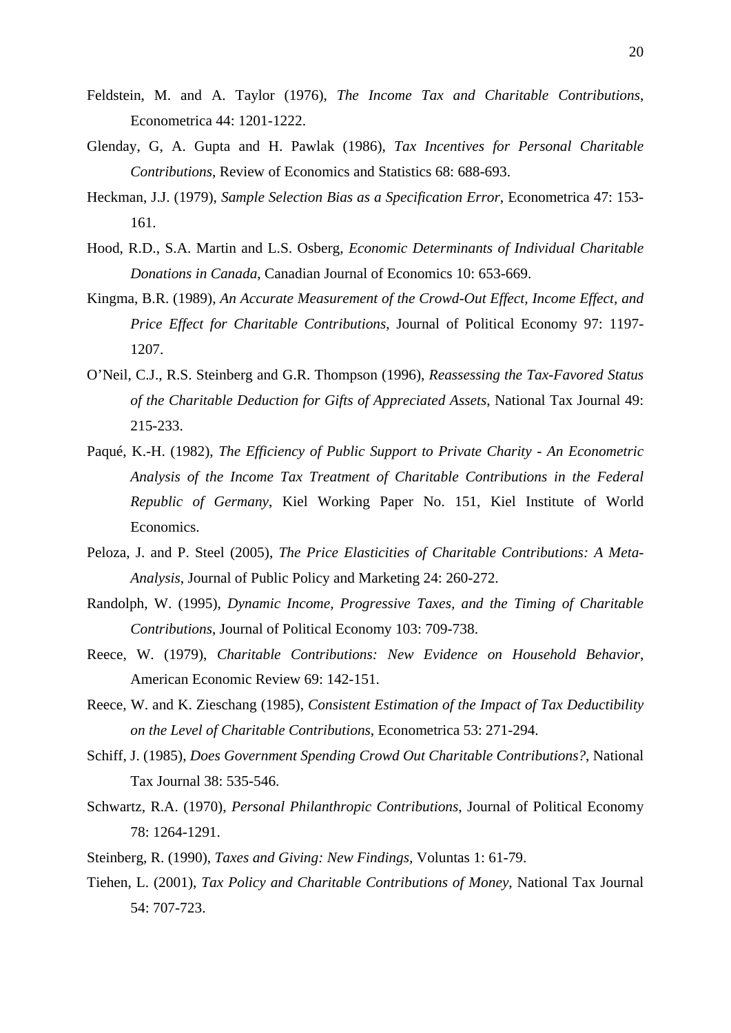Feldstein, M. and A. Taylor (1976), *The Income Tax and Charitable Contributions*, Econometrica 44: 1201-1222.

Glenday, G, A. Gupta and H. Pawlak (1986), *Tax Incentives for Personal Charitable Contributions*, Review of Economics and Statistics 68: 688-693.

Heckman, J.J. (1979), *Sample Selection Bias as a Specification Error*, Econometrica 47: 153-161.

Hood, R.D., S.A. Martin and L.S. Osberg, *Economic Determinants of Individual Charitable Donations in Canada*, Canadian Journal of Economics 10: 653-669.

Kingma, B.R. (1989), *An Accurate Measurement of the Crowd-Out Effect, Income Effect, and Price Effect for Charitable Contributions*, Journal of Political Economy 97: 1197-1207.

O'Neil, C.J., R.S. Steinberg and G.R. Thompson (1996), *Reassessing the Tax-Favored Status of the Charitable Deduction for Gifts of Appreciated Assets*, National Tax Journal 49: 215-233.

Paqué, K.-H. (1982), *The Efficiency of Public Support to Private Charity - An Econometric Analysis of the Income Tax Treatment of Charitable Contributions in the Federal Republic of Germany*, Kiel Working Paper No. 151, Kiel Institute of World Economics.

Peloza, J. and P. Steel (2005), *The Price Elasticities of Charitable Contributions: A Meta-Analysis*, Journal of Public Policy and Marketing 24: 260-272.

Randolph, W. (1995), *Dynamic Income, Progressive Taxes, and the Timing of Charitable Contributions*, Journal of Political Economy 103: 709-738.

Reece, W. (1979), *Charitable Contributions: New Evidence on Household Behavior*, American Economic Review 69: 142-151.

Reece, W. and K. Zieschang (1985), *Consistent Estimation of the Impact of Tax Deductibility on the Level of Charitable Contributions*, Econometrica 53: 271-294.

Schiff, J. (1985), *Does Government Spending Crowd Out Charitable Contributions?*, National Tax Journal 38: 535-546.

Schwartz, R.A. (1970), *Personal Philanthropic Contributions*, Journal of Political Economy 78: 1264-1291.

Steinberg, R. (1990), *Taxes and Giving: New Findings*, Voluntas 1: 61-79.

Tiehen, L. (2001), *Tax Policy and Charitable Contributions of Money*, National Tax Journal 54: 707-723.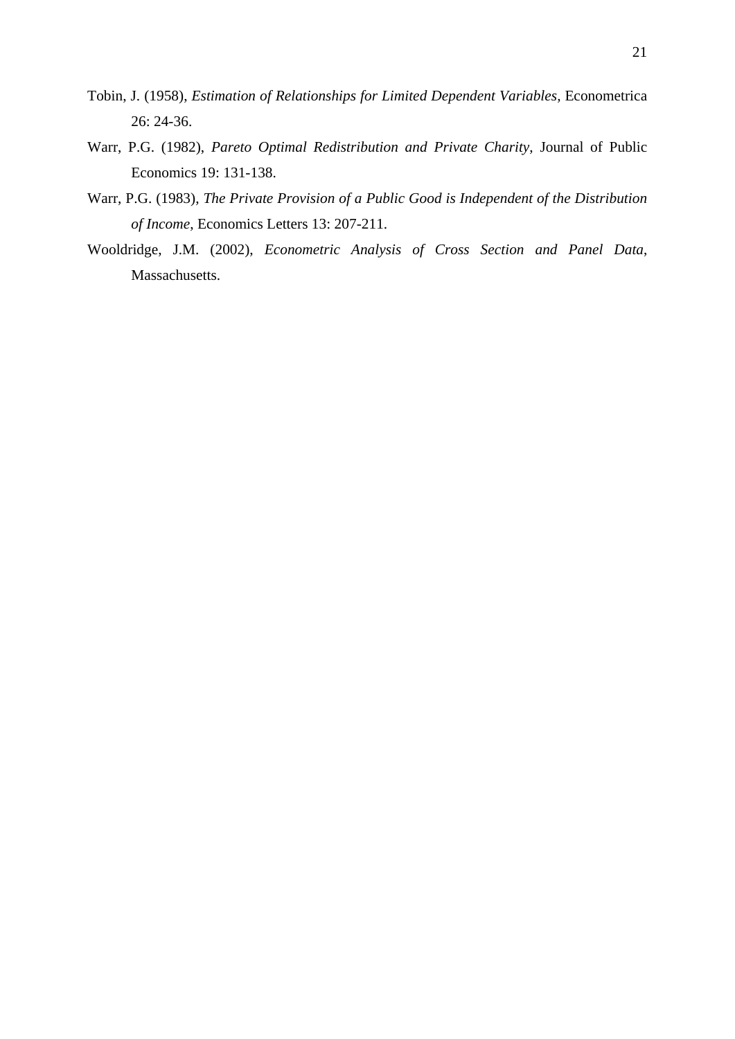Tobin, J. (1958), *Estimation of Relationships for Limited Dependent Variables*, Econometrica 26: 24-36.

Warr, P.G. (1982), *Pareto Optimal Redistribution and Private Charity*, Journal of Public Economics 19: 131-138.

Warr, P.G. (1983), *The Private Provision of a Public Good is Independent of the Distribution of Income*, Economics Letters 13: 207-211.

Wooldridge, J.M. (2002), *Econometric Analysis of Cross Section and Panel Data*, Massachusetts.